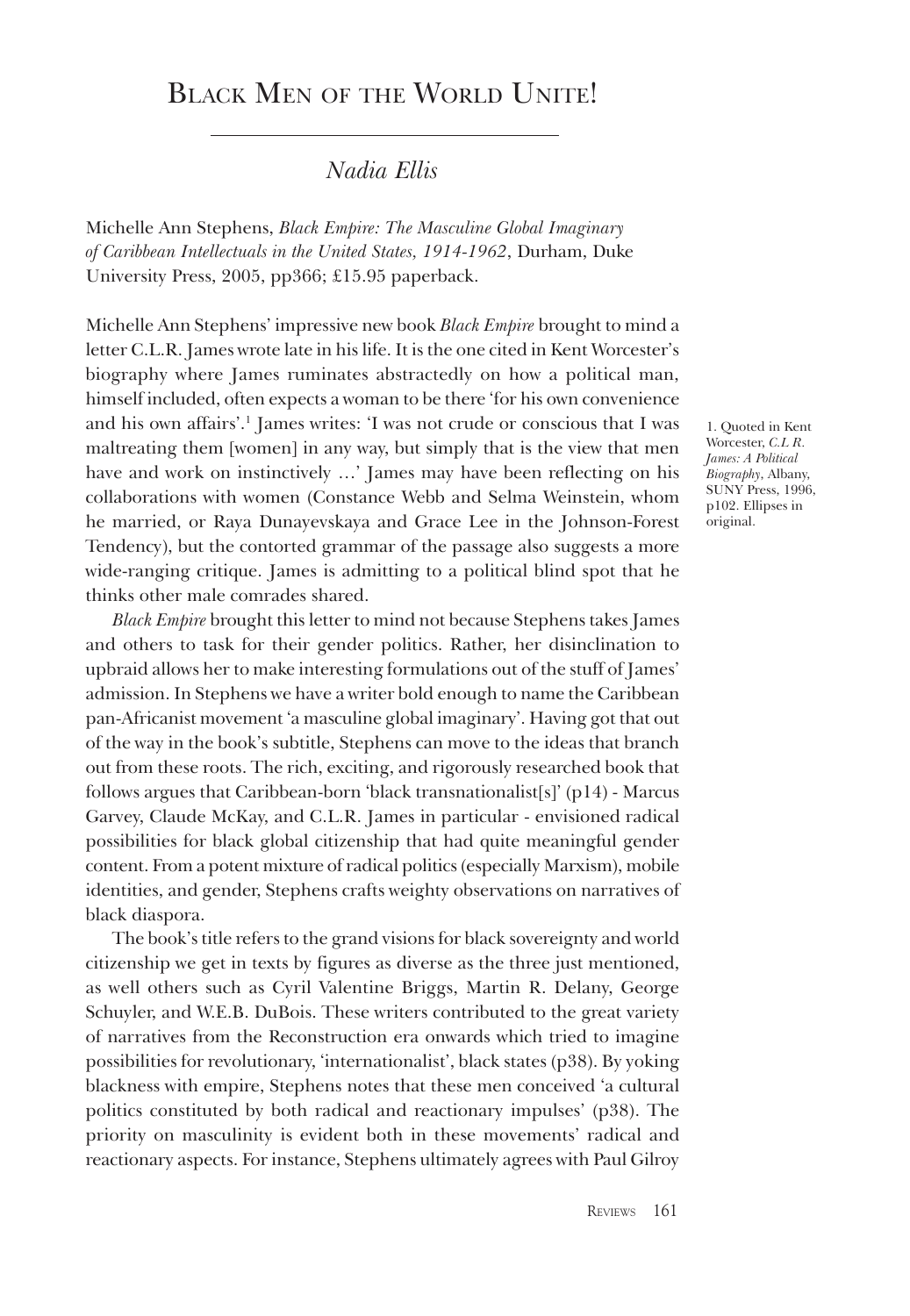# Black Men of the World Unite!

*Nadia Ellis*

Michelle Ann Stephens, *Black Empire: The Masculine Global Imaginary of Caribbean Intellectuals in the United States, 1914-1962*, Durham, Duke University Press, 2005, pp366; £15.95 paperback.

Michelle Ann Stephens' impressive new book *Black Empire* brought to mind a letter C.L.R. James wrote late in his life. It is the one cited in Kent Worcester's biography where James ruminates abstractedly on how a political man, himself included, often expects a woman to be there 'for his own convenience and his own affairs'.[1] James writes: 'I was not crude or conscious that I was maltreating them [women] in any way, but simply that is the view that men have and work on instinctively …' James may have been reflecting on his collaborations with women (Constance Webb and Selma Weinstein, whom he married, or Raya Dunayevskaya and Grace Lee in the Johnson-Forest Tendency), but the contorted grammar of the passage also suggests a more wide-ranging critique. James is admitting to a political blind spot that he thinks other male comrades shared.

*Black Empire* brought this letter to mind not because Stephens takes James and others to task for their gender politics. Rather, her disinclination to upbraid allows her to make interesting formulations out of the stuff of James' admission. In Stephens we have a writer bold enough to name the Caribbean pan-Africanist movement 'a masculine global imaginary'. Having got that out of the way in the book's subtitle, Stephens can move to the ideas that branch out from these roots. The rich, exciting, and rigorously researched book that follows argues that Caribbean-born 'black transnationalist[s]' (p14) - Marcus Garvey, Claude McKay, and C.L.R. James in particular - envisioned radical possibilities for black global citizenship that had quite meaningful gender content. From a potent mixture of radical politics (especially Marxism), mobile identities, and gender, Stephens crafts weighty observations on narratives of black diaspora.

The book's title refers to the grand visions for black sovereignty and world citizenship we get in texts by figures as diverse as the three just mentioned, as well others such as Cyril Valentine Briggs, Martin R. Delany, George Schuyler, and W.E.B. DuBois. These writers contributed to the great variety of narratives from the Reconstruction era onwards which tried to imagine possibilities for revolutionary, 'internationalist', black states (p38). By yoking blackness with empire, Stephens notes that these men conceived 'a cultural politics constituted by both radical and reactionary impulses' (p38). The priority on masculinity is evident both in these movements' radical and reactionary aspects. For instance, Stephens ultimately agrees with Paul Gilroy

1. Quoted in Kent Worcester, *C.L R. James: A Political Biography*, Albany, SUNY Press, 1996, p102. Ellipses in original.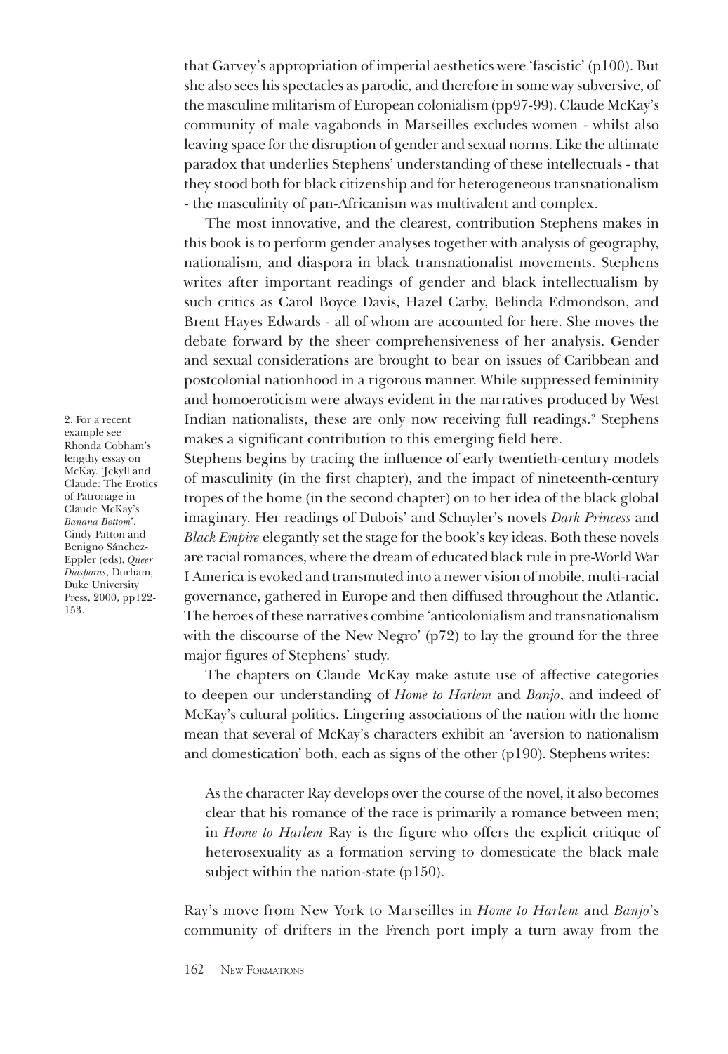that Garvey's appropriation of imperial aesthetics were 'fascistic' (p100). But she also sees his spectacles as parodic, and therefore in some way subversive, of the masculine militarism of European colonialism (pp97-99). Claude McKay's community of male vagabonds in Marseilles excludes women - whilst also leaving space for the disruption of gender and sexual norms. Like the ultimate paradox that underlies Stephens' understanding of these intellectuals - that they stood both for black citizenship and for heterogeneous transnationalism - the masculinity of pan-Africanism was multivalent and complex.

The most innovative, and the clearest, contribution Stephens makes in this book is to perform gender analyses together with analysis of geography, nationalism, and diaspora in black transnationalist movements. Stephens writes after important readings of gender and black intellectualism by such critics as Carol Boyce Davis, Hazel Carby, Belinda Edmondson, and Brent Hayes Edwards - all of whom are accounted for here. She moves the debate forward by the sheer comprehensiveness of her analysis. Gender and sexual considerations are brought to bear on issues of Caribbean and postcolonial nationhood in a rigorous manner. While suppressed femininity and homoeroticism were always evident in the narratives produced by West Indian nationalists, these are only now receiving full readings.[2] Stephens makes a significant contribution to this emerging field here.

Stephens begins by tracing the influence of early twentieth-century models of masculinity (in the first chapter), and the impact of nineteenth-century tropes of the home (in the second chapter) on to her idea of the black global imaginary. Her readings of Dubois' and Schuyler's novels *Dark Princess* and *Black Empire* elegantly set the stage for the book's key ideas. Both these novels are racial romances, where the dream of educated black rule in pre-World War I America is evoked and transmuted into a newer vision of mobile, multi-racial governance, gathered in Europe and then diffused throughout the Atlantic. The heroes of these narratives combine 'anticolonialism and transnationalism with the discourse of the New Negro' (p72) to lay the ground for the three major figures of Stephens' study.

The chapters on Claude McKay make astute use of affective categories to deepen our understanding of *Home to Harlem* and *Banjo*, and indeed of McKay's cultural politics. Lingering associations of the nation with the home mean that several of McKay's characters exhibit an 'aversion to nationalism and domestication' both, each as signs of the other (p190). Stephens writes:

> As the character Ray develops over the course of the novel, it also becomes clear that his romance of the race is primarily a romance between men; in *Home to Harlem* Ray is the figure who offers the explicit critique of heterosexuality as a formation serving to domesticate the black male subject within the nation-state (p150).

Ray's move from New York to Marseilles in *Home to Harlem* and *Banjo*'s community of drifters in the French port imply a turn away from the

2. For a recent example see Rhonda Cobham's lengthy essay on McKay. 'Jekyll and Claude: The Erotics of Patronage in Claude McKay's *Banana Bottom*', Cindy Patton and Benigno Sánchez-Eppler (eds), *Queer Diasporas*, Durham, Duke University Press, 2000, pp122-153.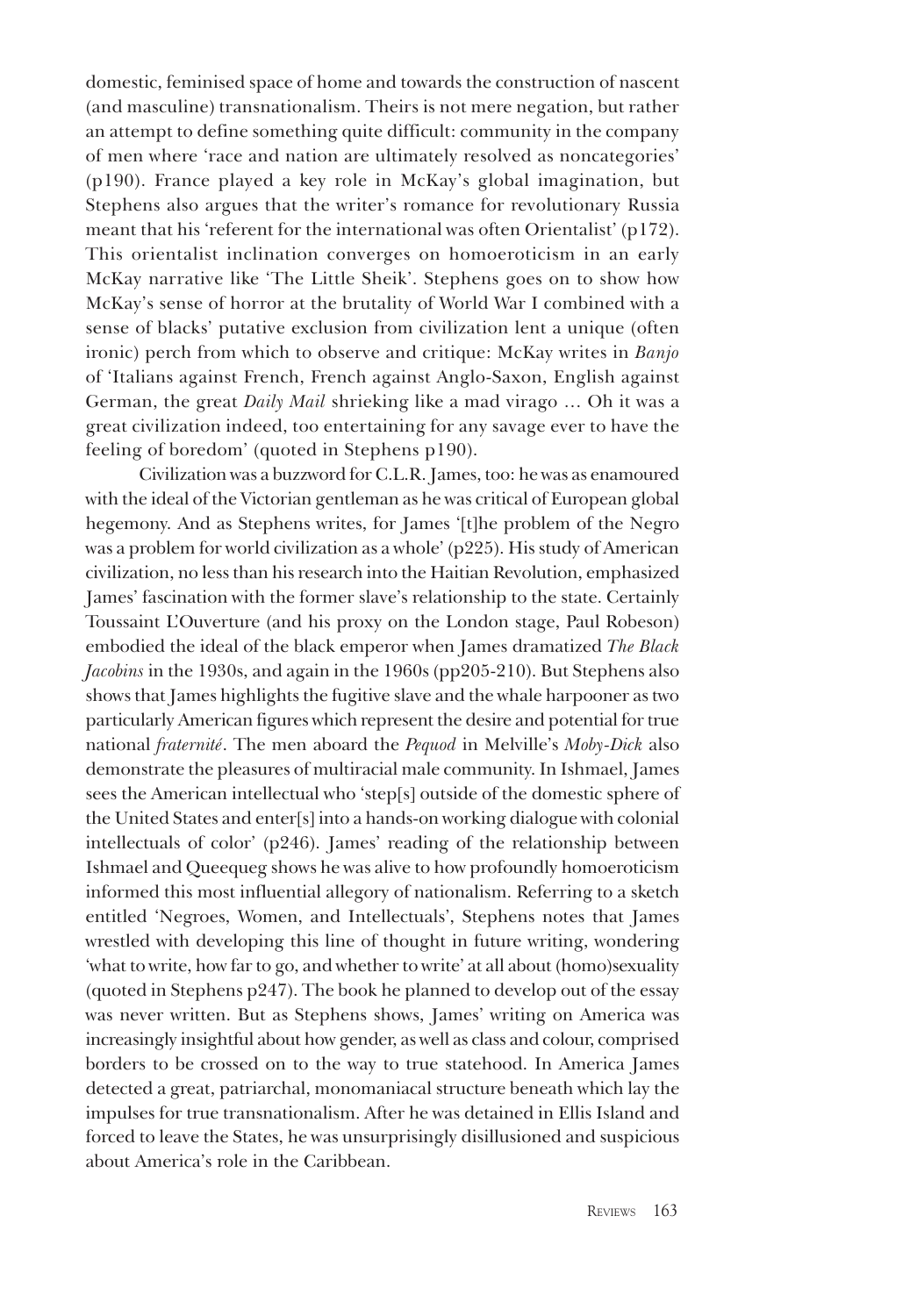domestic, feminised space of home and towards the construction of nascent (and masculine) transnationalism. Theirs is not mere negation, but rather an attempt to define something quite difficult: community in the company of men where 'race and nation are ultimately resolved as noncategories' (p190). France played a key role in McKay's global imagination, but Stephens also argues that the writer's romance for revolutionary Russia meant that his 'referent for the international was often Orientalist' (p172). This orientalist inclination converges on homoeroticism in an early McKay narrative like 'The Little Sheik'. Stephens goes on to show how McKay's sense of horror at the brutality of World War I combined with a sense of blacks' putative exclusion from civilization lent a unique (often ironic) perch from which to observe and critique: McKay writes in *Banjo* of 'Italians against French, French against Anglo-Saxon, English against German, the great *Daily Mail* shrieking like a mad virago … Oh it was a great civilization indeed, too entertaining for any savage ever to have the feeling of boredom' (quoted in Stephens p190).

Civilization was a buzzword for C.L.R. James, too: he was as enamoured with the ideal of the Victorian gentleman as he was critical of European global hegemony. And as Stephens writes, for James '[t]he problem of the Negro was a problem for world civilization as a whole' (p225). His study of American civilization, no less than his research into the Haitian Revolution, emphasized James' fascination with the former slave's relationship to the state. Certainly Toussaint L'Ouverture (and his proxy on the London stage, Paul Robeson) embodied the ideal of the black emperor when James dramatized *The Black Jacobins* in the 1930s, and again in the 1960s (pp205-210). But Stephens also shows that James highlights the fugitive slave and the whale harpooner as two particularly American figures which represent the desire and potential for true national *fraternité*. The men aboard the *Pequod* in Melville's *Moby-Dick* also demonstrate the pleasures of multiracial male community. In Ishmael, James sees the American intellectual who 'step[s] outside of the domestic sphere of the United States and enter[s] into a hands-on working dialogue with colonial intellectuals of color' (p246). James' reading of the relationship between Ishmael and Queequeg shows he was alive to how profoundly homoeroticism informed this most influential allegory of nationalism. Referring to a sketch entitled 'Negroes, Women, and Intellectuals', Stephens notes that James wrestled with developing this line of thought in future writing, wondering 'what to write, how far to go, and whether to write' at all about (homo)sexuality (quoted in Stephens p247). The book he planned to develop out of the essay was never written. But as Stephens shows, James' writing on America was increasingly insightful about how gender, as well as class and colour, comprised borders to be crossed on to the way to true statehood. In America James detected a great, patriarchal, monomaniacal structure beneath which lay the impulses for true transnationalism. After he was detained in Ellis Island and forced to leave the States, he was unsurprisingly disillusioned and suspicious about America's role in the Caribbean.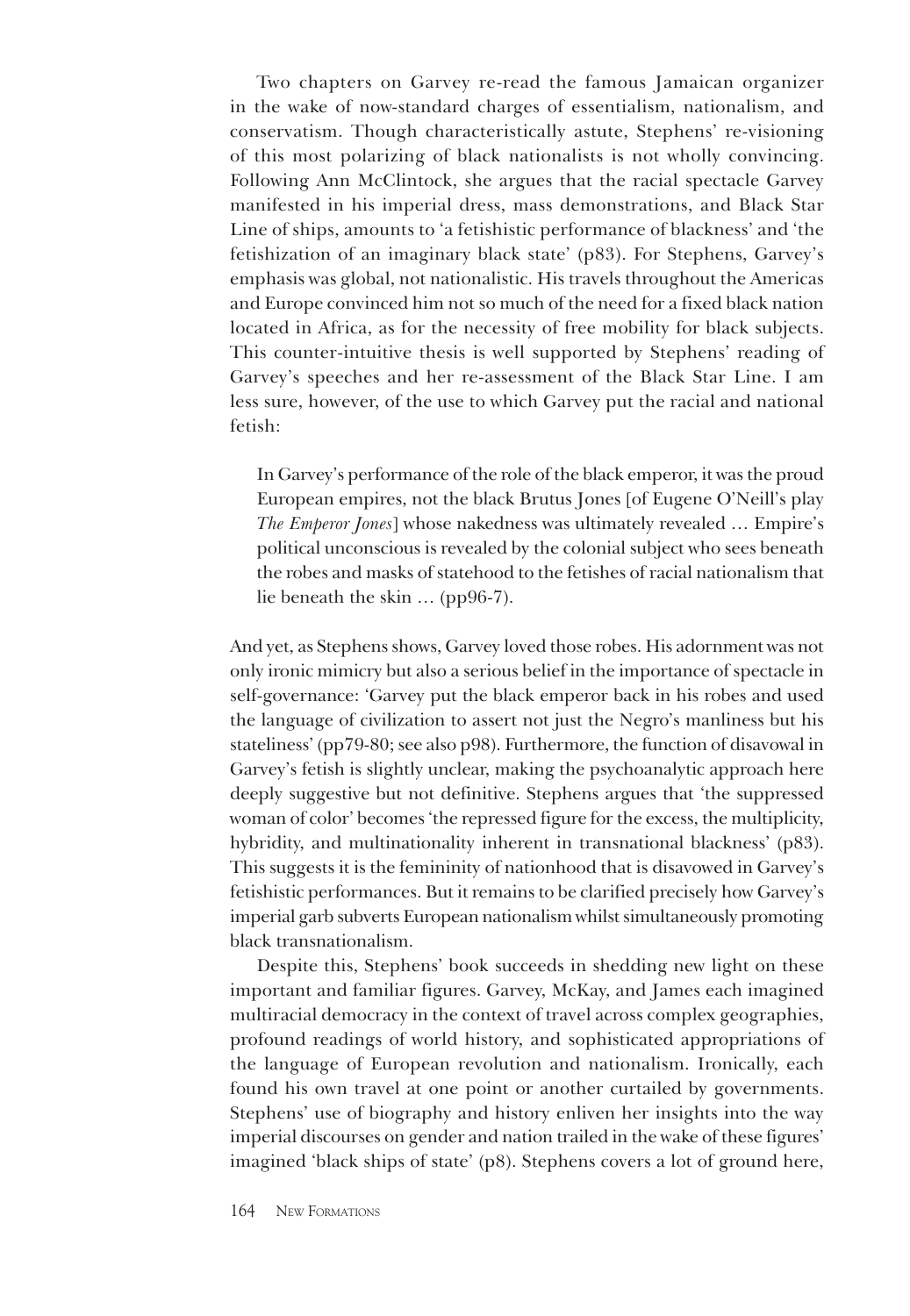Two chapters on Garvey re-read the famous Jamaican organizer in the wake of now-standard charges of essentialism, nationalism, and conservatism. Though characteristically astute, Stephens' re-visioning of this most polarizing of black nationalists is not wholly convincing. Following Ann McClintock, she argues that the racial spectacle Garvey manifested in his imperial dress, mass demonstrations, and Black Star Line of ships, amounts to 'a fetishistic performance of blackness' and 'the fetishization of an imaginary black state' (p83). For Stephens, Garvey's emphasis was global, not nationalistic. His travels throughout the Americas and Europe convinced him not so much of the need for a fixed black nation located in Africa, as for the necessity of free mobility for black subjects. This counter-intuitive thesis is well supported by Stephens' reading of Garvey's speeches and her re-assessment of the Black Star Line. I am less sure, however, of the use to which Garvey put the racial and national fetish:

> In Garvey's performance of the role of the black emperor, it was the proud European empires, not the black Brutus Jones [of Eugene O'Neill's play *The Emperor Jones*] whose nakedness was ultimately revealed … Empire's political unconscious is revealed by the colonial subject who sees beneath the robes and masks of statehood to the fetishes of racial nationalism that lie beneath the skin … (pp96-7).

And yet, as Stephens shows, Garvey loved those robes. His adornment was not only ironic mimicry but also a serious belief in the importance of spectacle in self-governance: 'Garvey put the black emperor back in his robes and used the language of civilization to assert not just the Negro's manliness but his stateliness' (pp79-80; see also p98). Furthermore, the function of disavowal in Garvey's fetish is slightly unclear, making the psychoanalytic approach here deeply suggestive but not definitive. Stephens argues that 'the suppressed woman of color' becomes 'the repressed figure for the excess, the multiplicity, hybridity, and multinationality inherent in transnational blackness' (p83). This suggests it is the femininity of nationhood that is disavowed in Garvey's fetishistic performances. But it remains to be clarified precisely how Garvey's imperial garb subverts European nationalism whilst simultaneously promoting black transnationalism.

Despite this, Stephens' book succeeds in shedding new light on these important and familiar figures. Garvey, McKay, and James each imagined multiracial democracy in the context of travel across complex geographies, profound readings of world history, and sophisticated appropriations of the language of European revolution and nationalism. Ironically, each found his own travel at one point or another curtailed by governments. Stephens' use of biography and history enliven her insights into the way imperial discourses on gender and nation trailed in the wake of these figures' imagined 'black ships of state' (p8). Stephens covers a lot of ground here,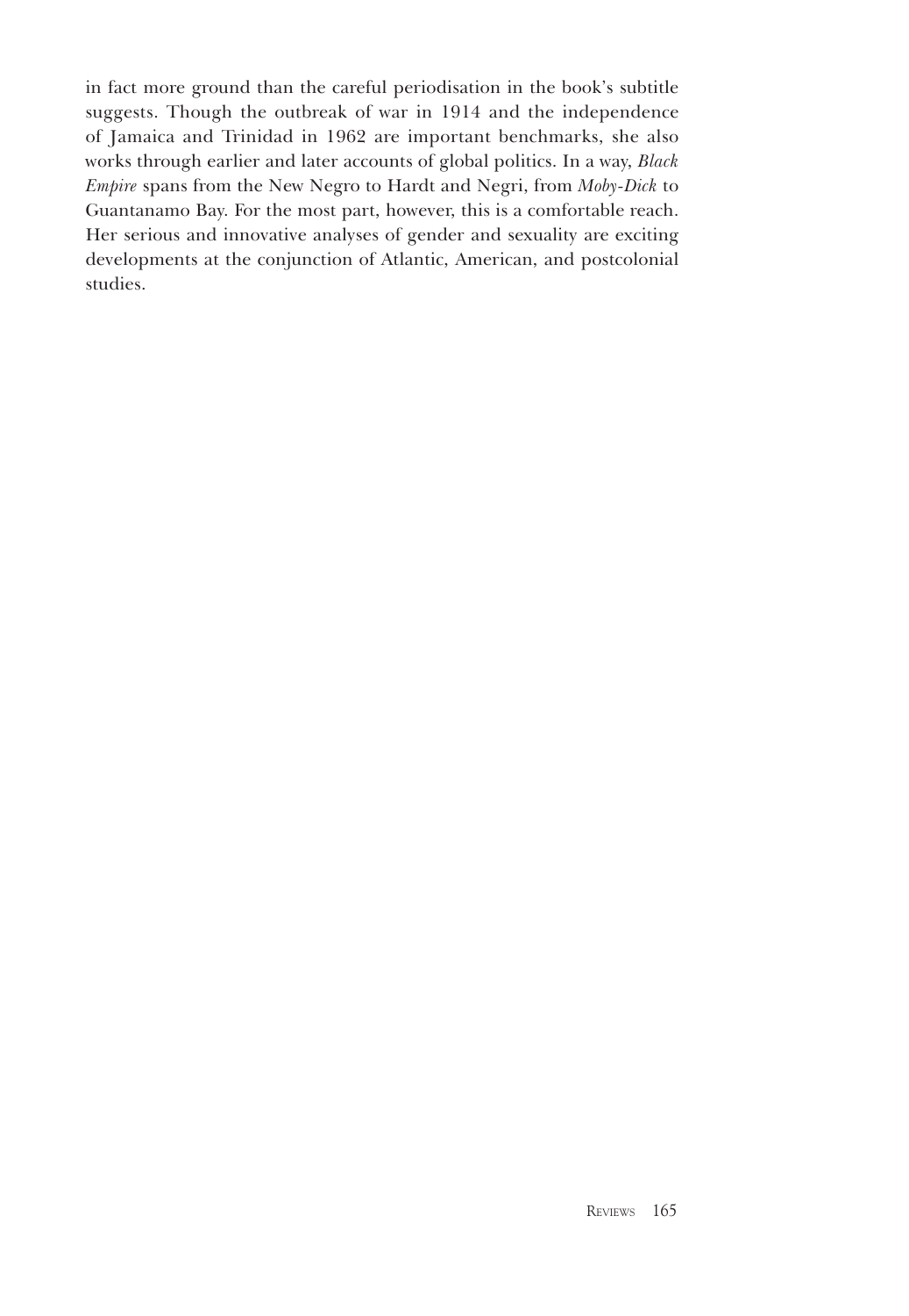in fact more ground than the careful periodisation in the book's subtitle suggests. Though the outbreak of war in 1914 and the independence of Jamaica and Trinidad in 1962 are important benchmarks, she also works through earlier and later accounts of global politics. In a way, *Black Empire* spans from the New Negro to Hardt and Negri, from *Moby-Dick* to Guantanamo Bay. For the most part, however, this is a comfortable reach. Her serious and innovative analyses of gender and sexuality are exciting developments at the conjunction of Atlantic, American, and postcolonial studies.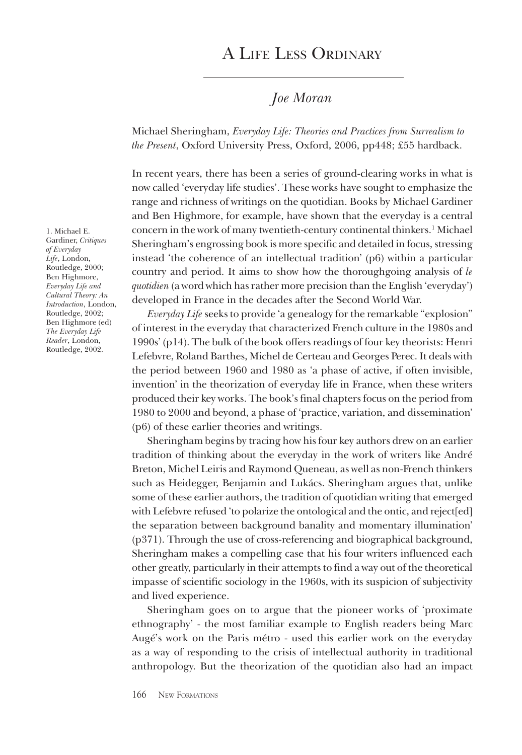# A Life Less Ordinary

*Joe Moran*

Michael Sheringham, *Everyday Life: Theories and Practices from Surrealism to the Present*, Oxford University Press, Oxford, 2006, pp448; £55 hardback.

In recent years, there has been a series of ground-clearing works in what is now called 'everyday life studies'. These works have sought to emphasize the range and richness of writings on the quotidian. Books by Michael Gardiner and Ben Highmore, for example, have shown that the everyday is a central concern in the work of many twentieth-century continental thinkers.[1] Michael Sheringham's engrossing book is more specific and detailed in focus, stressing instead 'the coherence of an intellectual tradition' (p6) within a particular country and period. It aims to show how the thoroughgoing analysis of *le quotidien* (a word which has rather more precision than the English 'everyday') developed in France in the decades after the Second World War.

1. Michael E. Gardiner, *Critiques of Everyday Life*, London, Routledge, 2000; Ben Highmore, *Everyday Life and Cultural Theory: An Introduction*, London, Routledge, 2002; Ben Highmore (ed) *The Everyday Life Reader*, London, Routledge, 2002.

*Everyday Life* seeks to provide 'a genealogy for the remarkable "explosion" of interest in the everyday that characterized French culture in the 1980s and 1990s' (p14). The bulk of the book offers readings of four key theorists: Henri Lefebvre, Roland Barthes, Michel de Certeau and Georges Perec. It deals with the period between 1960 and 1980 as 'a phase of active, if often invisible, invention' in the theorization of everyday life in France, when these writers produced their key works. The book's final chapters focus on the period from 1980 to 2000 and beyond, a phase of 'practice, variation, and dissemination' (p6) of these earlier theories and writings.

Sheringham begins by tracing how his four key authors drew on an earlier tradition of thinking about the everyday in the work of writers like André Breton, Michel Leiris and Raymond Queneau, as well as non-French thinkers such as Heidegger, Benjamin and Lukács. Sheringham argues that, unlike some of these earlier authors, the tradition of quotidian writing that emerged with Lefebvre refused 'to polarize the ontological and the ontic, and reject[ed] the separation between background banality and momentary illumination' (p371). Through the use of cross-referencing and biographical background, Sheringham makes a compelling case that his four writers influenced each other greatly, particularly in their attempts to find a way out of the theoretical impasse of scientific sociology in the 1960s, with its suspicion of subjectivity and lived experience.

Sheringham goes on to argue that the pioneer works of 'proximate ethnography' - the most familiar example to English readers being Marc Augé's work on the Paris métro - used this earlier work on the everyday as a way of responding to the crisis of intellectual authority in traditional anthropology. But the theorization of the quotidian also had an impact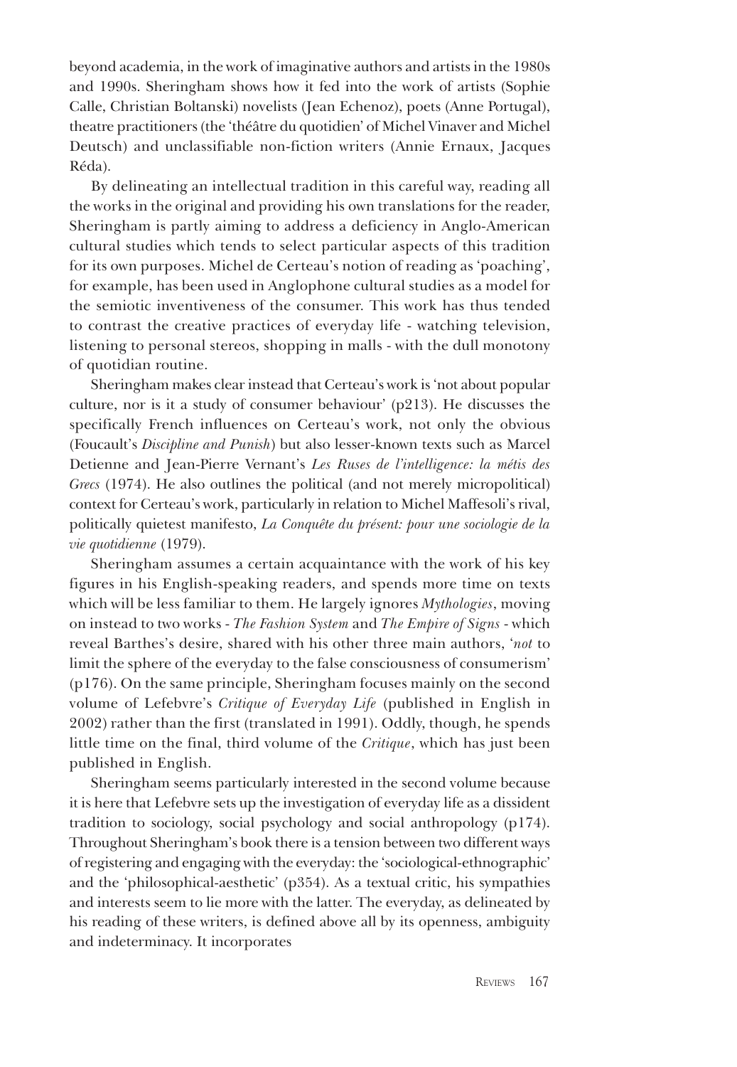beyond academia, in the work of imaginative authors and artists in the 1980s and 1990s. Sheringham shows how it fed into the work of artists (Sophie Calle, Christian Boltanski) novelists (Jean Echenoz), poets (Anne Portugal), theatre practitioners (the 'théâtre du quotidien' of Michel Vinaver and Michel Deutsch) and unclassifiable non-fiction writers (Annie Ernaux, Jacques Réda).

By delineating an intellectual tradition in this careful way, reading all the works in the original and providing his own translations for the reader, Sheringham is partly aiming to address a deficiency in Anglo-American cultural studies which tends to select particular aspects of this tradition for its own purposes. Michel de Certeau's notion of reading as 'poaching', for example, has been used in Anglophone cultural studies as a model for the semiotic inventiveness of the consumer. This work has thus tended to contrast the creative practices of everyday life - watching television, listening to personal stereos, shopping in malls - with the dull monotony of quotidian routine.

Sheringham makes clear instead that Certeau's work is 'not about popular culture, nor is it a study of consumer behaviour' (p213). He discusses the specifically French influences on Certeau's work, not only the obvious (Foucault's *Discipline and Punish*) but also lesser-known texts such as Marcel Detienne and Jean-Pierre Vernant's *Les Ruses de l'intelligence: la métis des Grecs* (1974). He also outlines the political (and not merely micropolitical) context for Certeau's work, particularly in relation to Michel Maffesoli's rival, politically quietest manifesto, *La Conquête du présent: pour une sociologie de la vie quotidienne* (1979).

Sheringham assumes a certain acquaintance with the work of his key figures in his English-speaking readers, and spends more time on texts which will be less familiar to them. He largely ignores *Mythologies*, moving on instead to two works - *The Fashion System* and *The Empire of Signs* - which reveal Barthes's desire, shared with his other three main authors, '*not* to limit the sphere of the everyday to the false consciousness of consumerism' (p176). On the same principle, Sheringham focuses mainly on the second volume of Lefebvre's *Critique of Everyday Life* (published in English in 2002) rather than the first (translated in 1991). Oddly, though, he spends little time on the final, third volume of the *Critique*, which has just been published in English.

Sheringham seems particularly interested in the second volume because it is here that Lefebvre sets up the investigation of everyday life as a dissident tradition to sociology, social psychology and social anthropology (p174). Throughout Sheringham's book there is a tension between two different ways of registering and engaging with the everyday: the 'sociological-ethnographic' and the 'philosophical-aesthetic' (p354). As a textual critic, his sympathies and interests seem to lie more with the latter. The everyday, as delineated by his reading of these writers, is defined above all by its openness, ambiguity and indeterminacy. It incorporates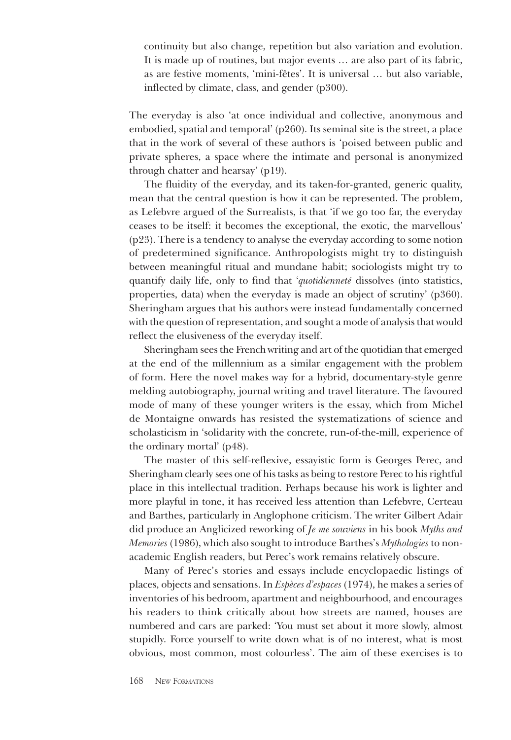> continuity but also change, repetition but also variation and evolution. It is made up of routines, but major events … are also part of its fabric, as are festive moments, 'mini-fêtes'. It is universal … but also variable, inflected by climate, class, and gender (p300).

The everyday is also 'at once individual and collective, anonymous and embodied, spatial and temporal' (p260). Its seminal site is the street, a place that in the work of several of these authors is 'poised between public and private spheres, a space where the intimate and personal is anonymized through chatter and hearsay' (p19).

The fluidity of the everyday, and its taken-for-granted, generic quality, mean that the central question is how it can be represented. The problem, as Lefebvre argued of the Surrealists, is that 'if we go too far, the everyday ceases to be itself: it becomes the exceptional, the exotic, the marvellous' (p23). There is a tendency to analyse the everyday according to some notion of predetermined significance. Anthropologists might try to distinguish between meaningful ritual and mundane habit; sociologists might try to quantify daily life, only to find that '*quotidienneté* dissolves (into statistics, properties, data) when the everyday is made an object of scrutiny' (p360). Sheringham argues that his authors were instead fundamentally concerned with the question of representation, and sought a mode of analysis that would reflect the elusiveness of the everyday itself.

Sheringham sees the French writing and art of the quotidian that emerged at the end of the millennium as a similar engagement with the problem of form. Here the novel makes way for a hybrid, documentary-style genre melding autobiography, journal writing and travel literature. The favoured mode of many of these younger writers is the essay, which from Michel de Montaigne onwards has resisted the systematizations of science and scholasticism in 'solidarity with the concrete, run-of-the-mill, experience of the ordinary mortal' (p48).

The master of this self-reflexive, essayistic form is Georges Perec, and Sheringham clearly sees one of his tasks as being to restore Perec to his rightful place in this intellectual tradition. Perhaps because his work is lighter and more playful in tone, it has received less attention than Lefebvre, Certeau and Barthes, particularly in Anglophone criticism. The writer Gilbert Adair did produce an Anglicized reworking of *Je me souviens* in his book *Myths and Memories* (1986), which also sought to introduce Barthes's *Mythologies* to non-academic English readers, but Perec's work remains relatively obscure.

Many of Perec's stories and essays include encyclopaedic listings of places, objects and sensations. In *Espèces d'espaces* (1974), he makes a series of inventories of his bedroom, apartment and neighbourhood, and encourages his readers to think critically about how streets are named, houses are numbered and cars are parked: 'You must set about it more slowly, almost stupidly. Force yourself to write down what is of no interest, what is most obvious, most common, most colourless'. The aim of these exercises is to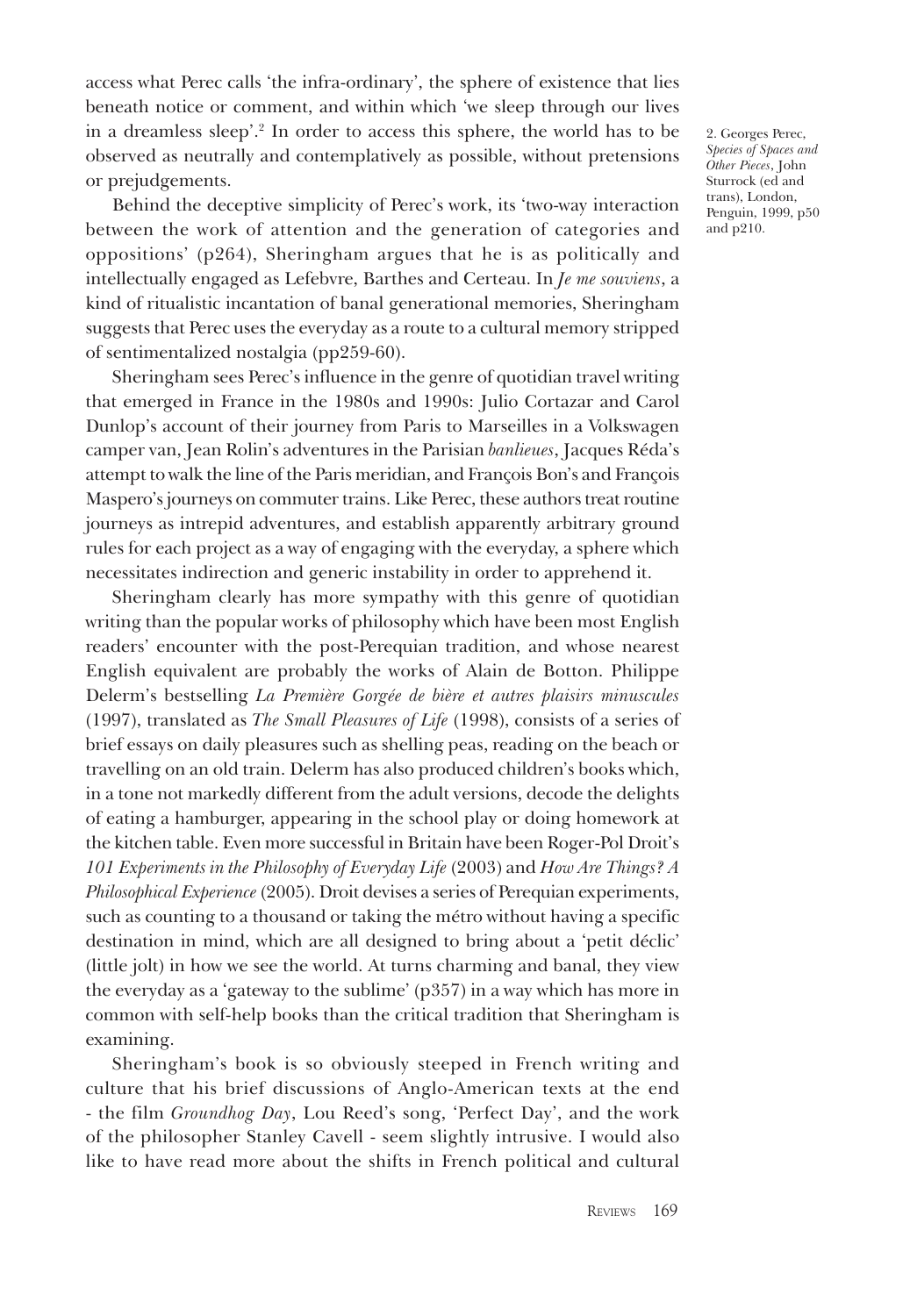access what Perec calls 'the infra-ordinary', the sphere of existence that lies beneath notice or comment, and within which 'we sleep through our lives in a dreamless sleep'.[2] In order to access this sphere, the world has to be observed as neutrally and contemplatively as possible, without pretensions or prejudgements.

Behind the deceptive simplicity of Perec's work, its 'two-way interaction between the work of attention and the generation of categories and oppositions' (p264), Sheringham argues that he is as politically and intellectually engaged as Lefebvre, Barthes and Certeau. In *Je me souviens*, a kind of ritualistic incantation of banal generational memories, Sheringham suggests that Perec uses the everyday as a route to a cultural memory stripped of sentimentalized nostalgia (pp259-60).

Sheringham sees Perec's influence in the genre of quotidian travel writing that emerged in France in the 1980s and 1990s: Julio Cortazar and Carol Dunlop's account of their journey from Paris to Marseilles in a Volkswagen camper van, Jean Rolin's adventures in the Parisian *banlieues*, Jacques Réda's attempt to walk the line of the Paris meridian, and François Bon's and François Maspero's journeys on commuter trains. Like Perec, these authors treat routine journeys as intrepid adventures, and establish apparently arbitrary ground rules for each project as a way of engaging with the everyday, a sphere which necessitates indirection and generic instability in order to apprehend it.

Sheringham clearly has more sympathy with this genre of quotidian writing than the popular works of philosophy which have been most English readers' encounter with the post-Perequian tradition, and whose nearest English equivalent are probably the works of Alain de Botton. Philippe Delerm's bestselling *La Première Gorgée de bière et autres plaisirs minuscules* (1997), translated as *The Small Pleasures of Life* (1998), consists of a series of brief essays on daily pleasures such as shelling peas, reading on the beach or travelling on an old train. Delerm has also produced children's books which, in a tone not markedly different from the adult versions, decode the delights of eating a hamburger, appearing in the school play or doing homework at the kitchen table. Even more successful in Britain have been Roger-Pol Droit's *101 Experiments in the Philosophy of Everyday Life* (2003) and *How Are Things? A Philosophical Experience* (2005). Droit devises a series of Perequian experiments, such as counting to a thousand or taking the métro without having a specific destination in mind, which are all designed to bring about a 'petit déclic' (little jolt) in how we see the world. At turns charming and banal, they view the everyday as a 'gateway to the sublime' (p357) in a way which has more in common with self-help books than the critical tradition that Sheringham is examining.

Sheringham's book is so obviously steeped in French writing and culture that his brief discussions of Anglo-American texts at the end - the film *Groundhog Day*, Lou Reed's song, 'Perfect Day', and the work of the philosopher Stanley Cavell - seem slightly intrusive. I would also like to have read more about the shifts in French political and cultural

2. Georges Perec, *Species of Spaces and Other Pieces*, John Sturrock (ed and trans), London, Penguin, 1999, p50 and p210.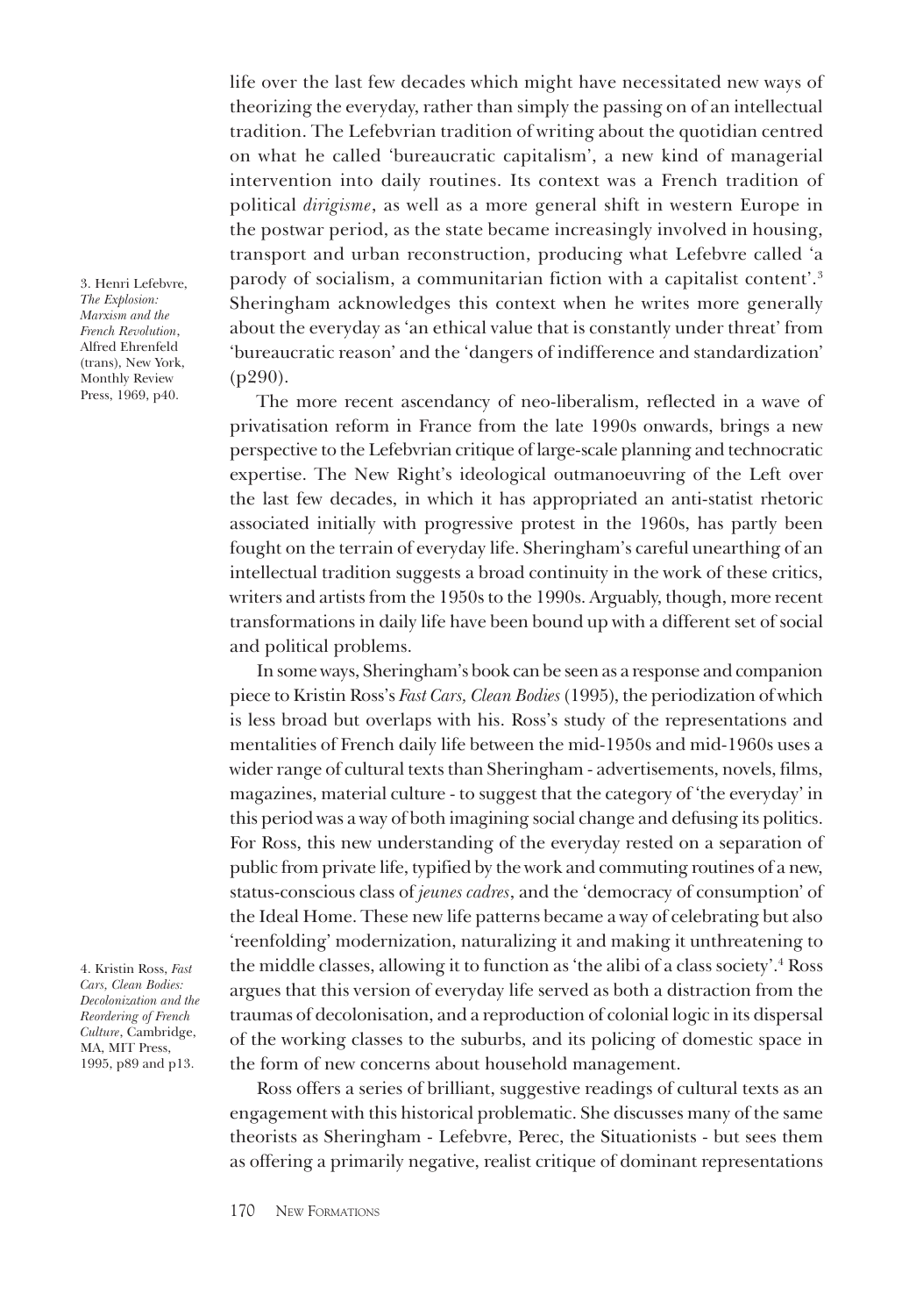life over the last few decades which might have necessitated new ways of theorizing the everyday, rather than simply the passing on of an intellectual tradition. The Lefebvrian tradition of writing about the quotidian centred on what he called 'bureaucratic capitalism', a new kind of managerial intervention into daily routines. Its context was a French tradition of political *dirigisme*, as well as a more general shift in western Europe in the postwar period, as the state became increasingly involved in housing, transport and urban reconstruction, producing what Lefebvre called 'a parody of socialism, a communitarian fiction with a capitalist content'.[3] Sheringham acknowledges this context when he writes more generally about the everyday as 'an ethical value that is constantly under threat' from 'bureaucratic reason' and the 'dangers of indifference and standardization' (p290).

The more recent ascendancy of neo-liberalism, reflected in a wave of privatisation reform in France from the late 1990s onwards, brings a new perspective to the Lefebvrian critique of large-scale planning and technocratic expertise. The New Right's ideological outmanoeuvring of the Left over the last few decades, in which it has appropriated an anti-statist rhetoric associated initially with progressive protest in the 1960s, has partly been fought on the terrain of everyday life. Sheringham's careful unearthing of an intellectual tradition suggests a broad continuity in the work of these critics, writers and artists from the 1950s to the 1990s. Arguably, though, more recent transformations in daily life have been bound up with a different set of social and political problems.

In some ways, Sheringham's book can be seen as a response and companion piece to Kristin Ross's *Fast Cars, Clean Bodies* (1995), the periodization of which is less broad but overlaps with his. Ross's study of the representations and mentalities of French daily life between the mid-1950s and mid-1960s uses a wider range of cultural texts than Sheringham - advertisements, novels, films, magazines, material culture - to suggest that the category of 'the everyday' in this period was a way of both imagining social change and defusing its politics. For Ross, this new understanding of the everyday rested on a separation of public from private life, typified by the work and commuting routines of a new, status-conscious class of *jeunes cadres*, and the 'democracy of consumption' of the Ideal Home. These new life patterns became a way of celebrating but also 'reenfolding' modernization, naturalizing it and making it unthreatening to the middle classes, allowing it to function as 'the alibi of a class society'.[4] Ross argues that this version of everyday life served as both a distraction from the traumas of decolonisation, and a reproduction of colonial logic in its dispersal of the working classes to the suburbs, and its policing of domestic space in the form of new concerns about household management.

Ross offers a series of brilliant, suggestive readings of cultural texts as an engagement with this historical problematic. She discusses many of the same theorists as Sheringham - Lefebvre, Perec, the Situationists - but sees them as offering a primarily negative, realist critique of dominant representations

3. Henri Lefebvre, *The Explosion: Marxism and the French Revolution*, Alfred Ehrenfeld (trans), New York, Monthly Review Press, 1969, p40.

4. Kristin Ross, *Fast Cars, Clean Bodies: Decolonization and the Reordering of French Culture*, Cambridge, MA, MIT Press, 1995, p89 and p13.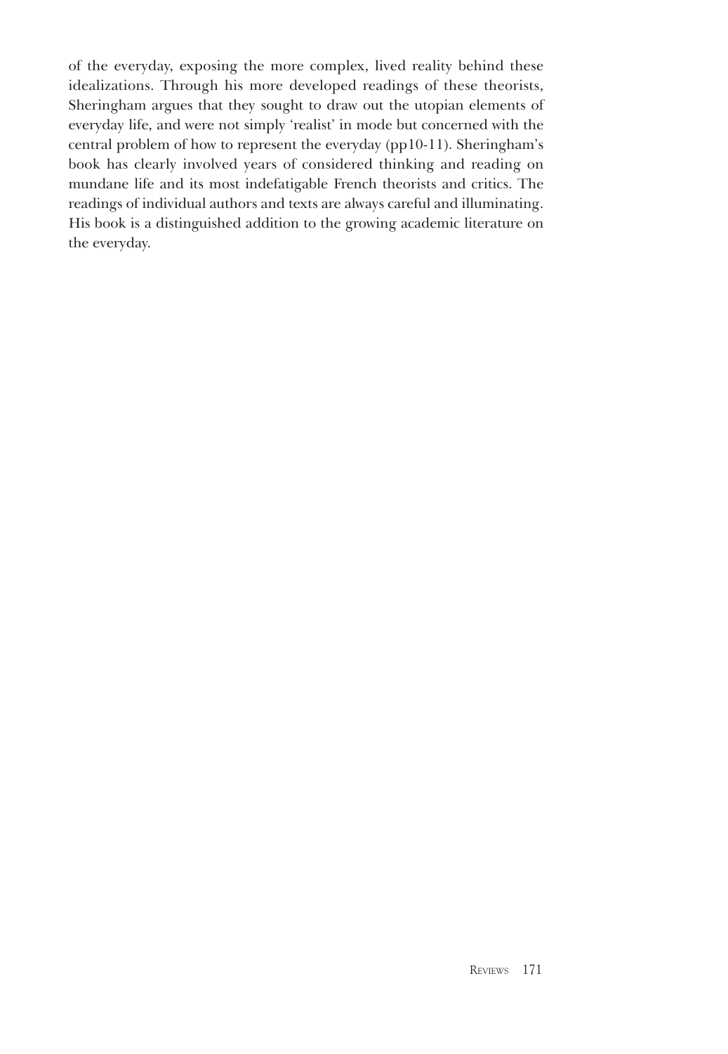of the everyday, exposing the more complex, lived reality behind these idealizations. Through his more developed readings of these theorists, Sheringham argues that they sought to draw out the utopian elements of everyday life, and were not simply 'realist' in mode but concerned with the central problem of how to represent the everyday (pp10-11). Sheringham's book has clearly involved years of considered thinking and reading on mundane life and its most indefatigable French theorists and critics. The readings of individual authors and texts are always careful and illuminating. His book is a distinguished addition to the growing academic literature on the everyday.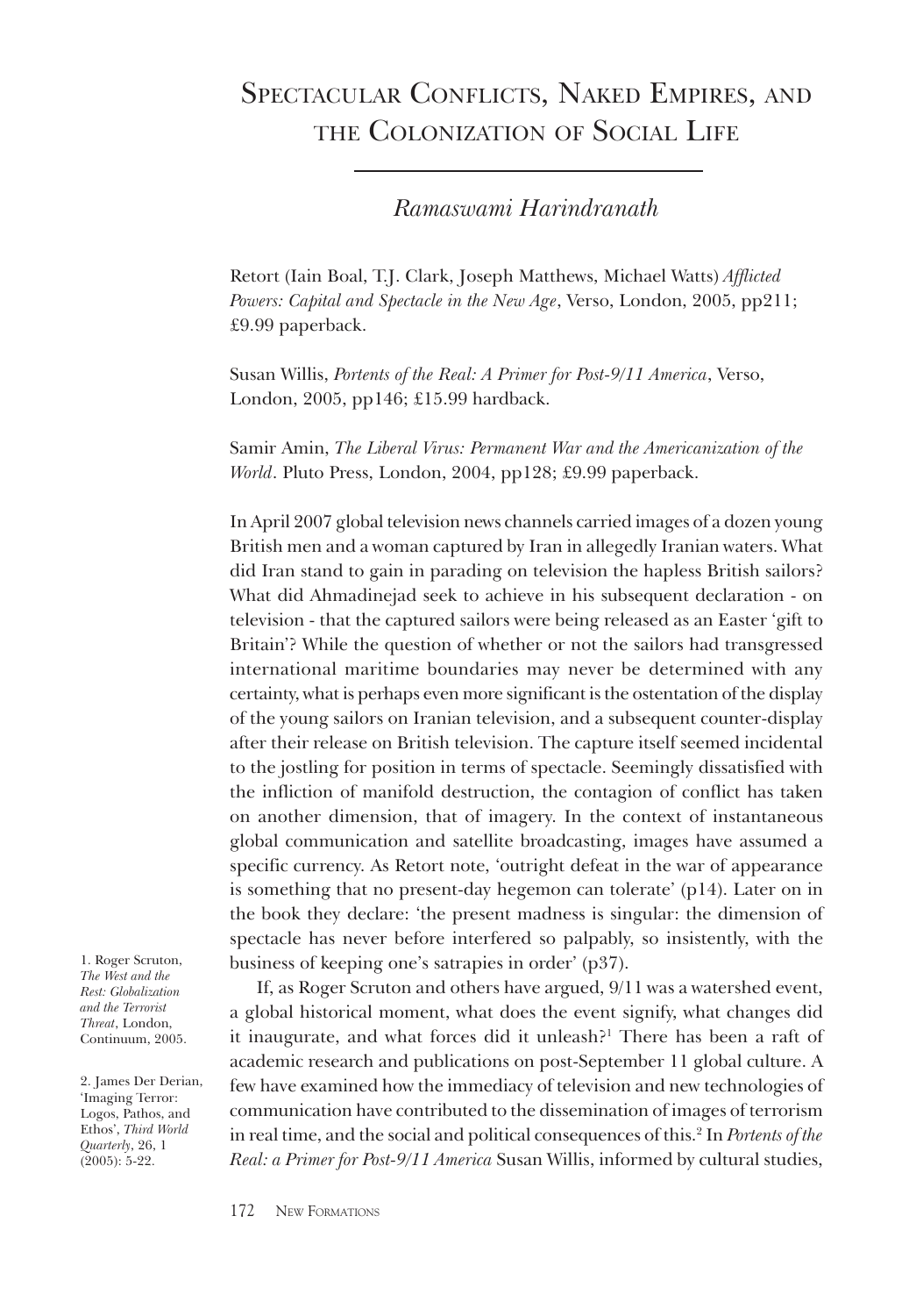# Spectacular Conflicts, Naked Empires, and the Colonization of Social Life

*Ramaswami Harindranath*

Retort (Iain Boal, T.J. Clark, Joseph Matthews, Michael Watts) *Afflicted Powers: Capital and Spectacle in the New Age*, Verso, London, 2005, pp211; £9.99 paperback.

Susan Willis, *Portents of the Real: A Primer for Post-9/11 America*, Verso, London, 2005, pp146; £15.99 hardback.

Samir Amin, *The Liberal Virus: Permanent War and the Americanization of the World*. Pluto Press, London, 2004, pp128; £9.99 paperback.

In April 2007 global television news channels carried images of a dozen young British men and a woman captured by Iran in allegedly Iranian waters. What did Iran stand to gain in parading on television the hapless British sailors? What did Ahmadinejad seek to achieve in his subsequent declaration - on television - that the captured sailors were being released as an Easter 'gift to Britain'? While the question of whether or not the sailors had transgressed international maritime boundaries may never be determined with any certainty, what is perhaps even more significant is the ostentation of the display of the young sailors on Iranian television, and a subsequent counter-display after their release on British television. The capture itself seemed incidental to the jostling for position in terms of spectacle. Seemingly dissatisfied with the infliction of manifold destruction, the contagion of conflict has taken on another dimension, that of imagery. In the context of instantaneous global communication and satellite broadcasting, images have assumed a specific currency. As Retort note, 'outright defeat in the war of appearance is something that no present-day hegemon can tolerate' (p14). Later on in the book they declare: 'the present madness is singular: the dimension of spectacle has never before interfered so palpably, so insistently, with the business of keeping one's satrapies in order' (p37).

If, as Roger Scruton and others have argued, 9/11 was a watershed event, a global historical moment, what does the event signify, what changes did it inaugurate, and what forces did it unleash?[1] There has been a raft of academic research and publications on post-September 11 global culture. A few have examined how the immediacy of television and new technologies of communication have contributed to the dissemination of images of terrorism in real time, and the social and political consequences of this.[2] In *Portents of the Real: a Primer for Post-9/11 America* Susan Willis, informed by cultural studies,

1. Roger Scruton, *The West and the Rest: Globalization and the Terrorist Threat*, London, Continuum, 2005.

2. James Der Derian, 'Imaging Terror: Logos, Pathos, and Ethos', *Third World Quarterly*, 26, 1 (2005): 5-22.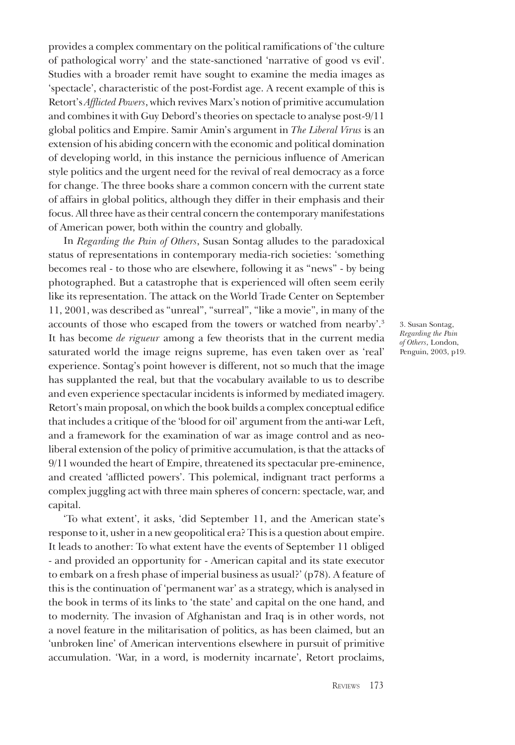provides a complex commentary on the political ramifications of 'the culture of pathological worry' and the state-sanctioned 'narrative of good vs evil'. Studies with a broader remit have sought to examine the media images as 'spectacle', characteristic of the post-Fordist age. A recent example of this is Retort's *Afflicted Powers*, which revives Marx's notion of primitive accumulation and combines it with Guy Debord's theories on spectacle to analyse post-9/11 global politics and Empire. Samir Amin's argument in *The Liberal Virus* is an extension of his abiding concern with the economic and political domination of developing world, in this instance the pernicious influence of American style politics and the urgent need for the revival of real democracy as a force for change. The three books share a common concern with the current state of affairs in global politics, although they differ in their emphasis and their focus. All three have as their central concern the contemporary manifestations of American power, both within the country and globally.

In *Regarding the Pain of Others*, Susan Sontag alludes to the paradoxical status of representations in contemporary media-rich societies: 'something becomes real - to those who are elsewhere, following it as "news" - by being photographed. But a catastrophe that is experienced will often seem eerily like its representation. The attack on the World Trade Center on September 11, 2001, was described as "unreal", "surreal", "like a movie", in many of the accounts of those who escaped from the towers or watched from nearby'.[3] It has become *de rigueur* among a few theorists that in the current media saturated world the image reigns supreme, has even taken over as 'real' experience. Sontag's point however is different, not so much that the image has supplanted the real, but that the vocabulary available to us to describe and even experience spectacular incidents is informed by mediated imagery. Retort's main proposal, on which the book builds a complex conceptual edifice that includes a critique of the 'blood for oil' argument from the anti-war Left, and a framework for the examination of war as image control and as neo-liberal extension of the policy of primitive accumulation, is that the attacks of 9/11 wounded the heart of Empire, threatened its spectacular pre-eminence, and created 'afflicted powers'. This polemical, indignant tract performs a complex juggling act with three main spheres of concern: spectacle, war, and capital.

3. Susan Sontag, *Regarding the Pain of Others*, London, Penguin, 2003, p19.

'To what extent', it asks, 'did September 11, and the American state's response to it, usher in a new geopolitical era? This is a question about empire. It leads to another: To what extent have the events of September 11 obliged - and provided an opportunity for - American capital and its state executor to embark on a fresh phase of imperial business as usual?' (p78). A feature of this is the continuation of 'permanent war' as a strategy, which is analysed in the book in terms of its links to 'the state' and capital on the one hand, and to modernity. The invasion of Afghanistan and Iraq is in other words, not a novel feature in the militarisation of politics, as has been claimed, but an 'unbroken line' of American interventions elsewhere in pursuit of primitive accumulation. 'War, in a word, is modernity incarnate', Retort proclaims,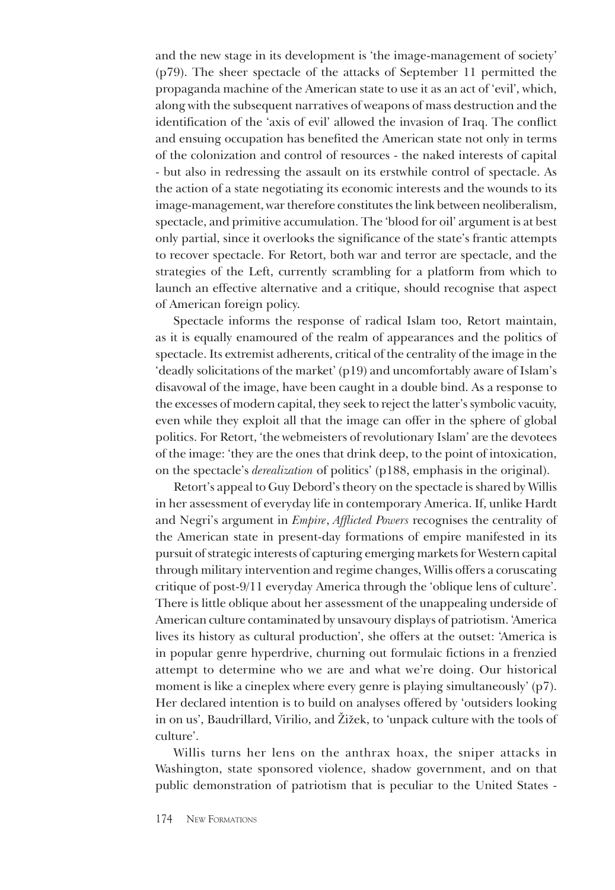and the new stage in its development is 'the image-management of society' (p79). The sheer spectacle of the attacks of September 11 permitted the propaganda machine of the American state to use it as an act of 'evil', which, along with the subsequent narratives of weapons of mass destruction and the identification of the 'axis of evil' allowed the invasion of Iraq. The conflict and ensuing occupation has benefited the American state not only in terms of the colonization and control of resources - the naked interests of capital - but also in redressing the assault on its erstwhile control of spectacle. As the action of a state negotiating its economic interests and the wounds to its image-management, war therefore constitutes the link between neoliberalism, spectacle, and primitive accumulation. The 'blood for oil' argument is at best only partial, since it overlooks the significance of the state's frantic attempts to recover spectacle. For Retort, both war and terror are spectacle, and the strategies of the Left, currently scrambling for a platform from which to launch an effective alternative and a critique, should recognise that aspect of American foreign policy.

Spectacle informs the response of radical Islam too, Retort maintain, as it is equally enamoured of the realm of appearances and the politics of spectacle. Its extremist adherents, critical of the centrality of the image in the 'deadly solicitations of the market' (p19) and uncomfortably aware of Islam's disavowal of the image, have been caught in a double bind. As a response to the excesses of modern capital, they seek to reject the latter's symbolic vacuity, even while they exploit all that the image can offer in the sphere of global politics. For Retort, 'the webmeisters of revolutionary Islam' are the devotees of the image: 'they are the ones that drink deep, to the point of intoxication, on the spectacle's *derealization* of politics' (p188, emphasis in the original).

Retort's appeal to Guy Debord's theory on the spectacle is shared by Willis in her assessment of everyday life in contemporary America. If, unlike Hardt and Negri's argument in *Empire*, *Afflicted Powers* recognises the centrality of the American state in present-day formations of empire manifested in its pursuit of strategic interests of capturing emerging markets for Western capital through military intervention and regime changes, Willis offers a coruscating critique of post-9/11 everyday America through the 'oblique lens of culture'. There is little oblique about her assessment of the unappealing underside of American culture contaminated by unsavoury displays of patriotism. 'America lives its history as cultural production', she offers at the outset: 'America is in popular genre hyperdrive, churning out formulaic fictions in a frenzied attempt to determine who we are and what we're doing. Our historical moment is like a cineplex where every genre is playing simultaneously' (p7). Her declared intention is to build on analyses offered by 'outsiders looking in on us', Baudrillard, Virilio, and Žižek, to 'unpack culture with the tools of culture'.

Willis turns her lens on the anthrax hoax, the sniper attacks in Washington, state sponsored violence, shadow government, and on that public demonstration of patriotism that is peculiar to the United States -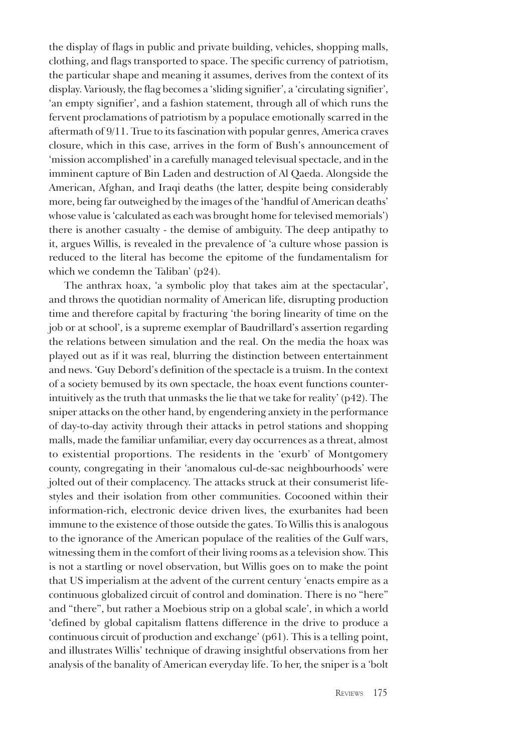the display of flags in public and private building, vehicles, shopping malls, clothing, and flags transported to space. The specific currency of patriotism, the particular shape and meaning it assumes, derives from the context of its display. Variously, the flag becomes a 'sliding signifier', a 'circulating signifier', 'an empty signifier', and a fashion statement, through all of which runs the fervent proclamations of patriotism by a populace emotionally scarred in the aftermath of 9/11. True to its fascination with popular genres, America craves closure, which in this case, arrives in the form of Bush's announcement of 'mission accomplished' in a carefully managed televisual spectacle, and in the imminent capture of Bin Laden and destruction of Al Qaeda. Alongside the American, Afghan, and Iraqi deaths (the latter, despite being considerably more, being far outweighed by the images of the 'handful of American deaths' whose value is 'calculated as each was brought home for televised memorials') there is another casualty - the demise of ambiguity. The deep antipathy to it, argues Willis, is revealed in the prevalence of 'a culture whose passion is reduced to the literal has become the epitome of the fundamentalism for which we condemn the Taliban' (p24).

The anthrax hoax, 'a symbolic ploy that takes aim at the spectacular', and throws the quotidian normality of American life, disrupting production time and therefore capital by fracturing 'the boring linearity of time on the job or at school', is a supreme exemplar of Baudrillard's assertion regarding the relations between simulation and the real. On the media the hoax was played out as if it was real, blurring the distinction between entertainment and news. 'Guy Debord's definition of the spectacle is a truism. In the context of a society bemused by its own spectacle, the hoax event functions counter-intuitively as the truth that unmasks the lie that we take for reality' (p42). The sniper attacks on the other hand, by engendering anxiety in the performance of day-to-day activity through their attacks in petrol stations and shopping malls, made the familiar unfamiliar, every day occurrences as a threat, almost to existential proportions. The residents in the 'exurb' of Montgomery county, congregating in their 'anomalous cul-de-sac neighbourhoods' were jolted out of their complacency. The attacks struck at their consumerist life-styles and their isolation from other communities. Cocooned within their information-rich, electronic device driven lives, the exurbanites had been immune to the existence of those outside the gates. To Willis this is analogous to the ignorance of the American populace of the realities of the Gulf wars, witnessing them in the comfort of their living rooms as a television show. This is not a startling or novel observation, but Willis goes on to make the point that US imperialism at the advent of the current century 'enacts empire as a continuous globalized circuit of control and domination. There is no "here" and "there", but rather a Moebious strip on a global scale', in which a world 'defined by global capitalism flattens difference in the drive to produce a continuous circuit of production and exchange' (p61). This is a telling point, and illustrates Willis' technique of drawing insightful observations from her analysis of the banality of American everyday life. To her, the sniper is a 'bolt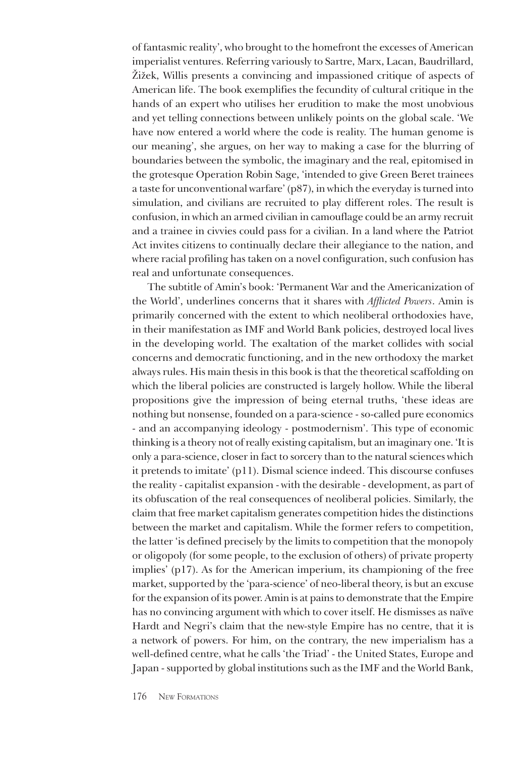of fantasmic reality', who brought to the homefront the excesses of American imperialist ventures. Referring variously to Sartre, Marx, Lacan, Baudrillard, Žižek, Willis presents a convincing and impassioned critique of aspects of American life. The book exemplifies the fecundity of cultural critique in the hands of an expert who utilises her erudition to make the most unobvious and yet telling connections between unlikely points on the global scale. 'We have now entered a world where the code is reality. The human genome is our meaning', she argues, on her way to making a case for the blurring of boundaries between the symbolic, the imaginary and the real, epitomised in the grotesque Operation Robin Sage, 'intended to give Green Beret trainees a taste for unconventional warfare' (p87), in which the everyday is turned into simulation, and civilians are recruited to play different roles. The result is confusion, in which an armed civilian in camouflage could be an army recruit and a trainee in civvies could pass for a civilian. In a land where the Patriot Act invites citizens to continually declare their allegiance to the nation, and where racial profiling has taken on a novel configuration, such confusion has real and unfortunate consequences.

The subtitle of Amin's book: 'Permanent War and the Americanization of the World', underlines concerns that it shares with *Afflicted Powers*. Amin is primarily concerned with the extent to which neoliberal orthodoxies have, in their manifestation as IMF and World Bank policies, destroyed local lives in the developing world. The exaltation of the market collides with social concerns and democratic functioning, and in the new orthodoxy the market always rules. His main thesis in this book is that the theoretical scaffolding on which the liberal policies are constructed is largely hollow. While the liberal propositions give the impression of being eternal truths, 'these ideas are nothing but nonsense, founded on a para-science - so-called pure economics - and an accompanying ideology - postmodernism'. This type of economic thinking is a theory not of really existing capitalism, but an imaginary one. 'It is only a para-science, closer in fact to sorcery than to the natural sciences which it pretends to imitate' (p11). Dismal science indeed. This discourse confuses the reality - capitalist expansion - with the desirable - development, as part of its obfuscation of the real consequences of neoliberal policies. Similarly, the claim that free market capitalism generates competition hides the distinctions between the market and capitalism. While the former refers to competition, the latter 'is defined precisely by the limits to competition that the monopoly or oligopoly (for some people, to the exclusion of others) of private property implies' (p17). As for the American imperium, its championing of the free market, supported by the 'para-science' of neo-liberal theory, is but an excuse for the expansion of its power. Amin is at pains to demonstrate that the Empire has no convincing argument with which to cover itself. He dismisses as naïve Hardt and Negri's claim that the new-style Empire has no centre, that it is a network of powers. For him, on the contrary, the new imperialism has a well-defined centre, what he calls 'the Triad' - the United States, Europe and Japan - supported by global institutions such as the IMF and the World Bank,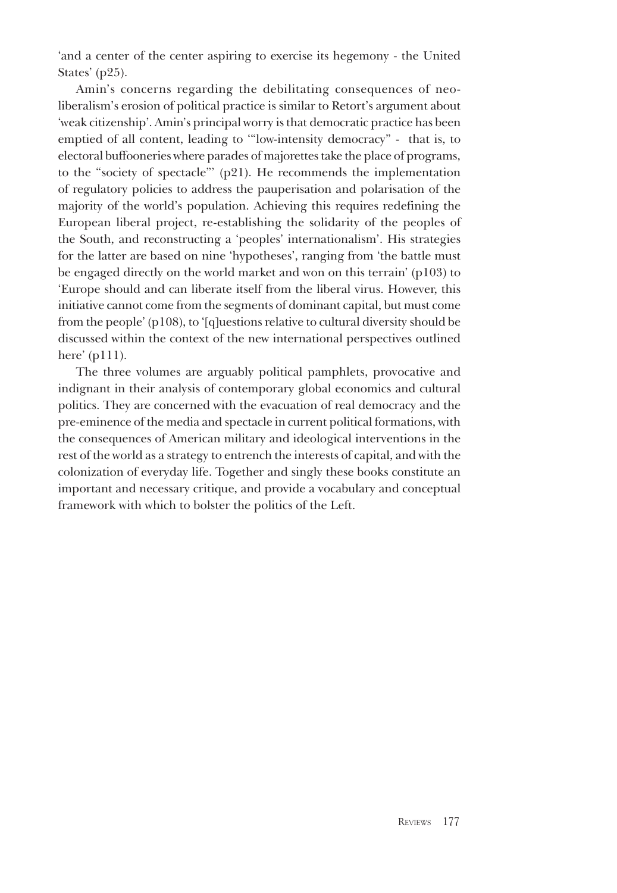'and a center of the center aspiring to exercise its hegemony - the United States' (p25).

Amin's concerns regarding the debilitating consequences of neo-liberalism's erosion of political practice is similar to Retort's argument about 'weak citizenship'. Amin's principal worry is that democratic practice has been emptied of all content, leading to '"low-intensity democracy" - that is, to electoral buffooneries where parades of majorettes take the place of programs, to the "society of spectacle"' (p21). He recommends the implementation of regulatory policies to address the pauperisation and polarisation of the majority of the world's population. Achieving this requires redefining the European liberal project, re-establishing the solidarity of the peoples of the South, and reconstructing a 'peoples' internationalism'. His strategies for the latter are based on nine 'hypotheses', ranging from 'the battle must be engaged directly on the world market and won on this terrain' (p103) to 'Europe should and can liberate itself from the liberal virus. However, this initiative cannot come from the segments of dominant capital, but must come from the people' (p108), to '[q]uestions relative to cultural diversity should be discussed within the context of the new international perspectives outlined here' (p111).

The three volumes are arguably political pamphlets, provocative and indignant in their analysis of contemporary global economics and cultural politics. They are concerned with the evacuation of real democracy and the pre-eminence of the media and spectacle in current political formations, with the consequences of American military and ideological interventions in the rest of the world as a strategy to entrench the interests of capital, and with the colonization of everyday life. Together and singly these books constitute an important and necessary critique, and provide a vocabulary and conceptual framework with which to bolster the politics of the Left.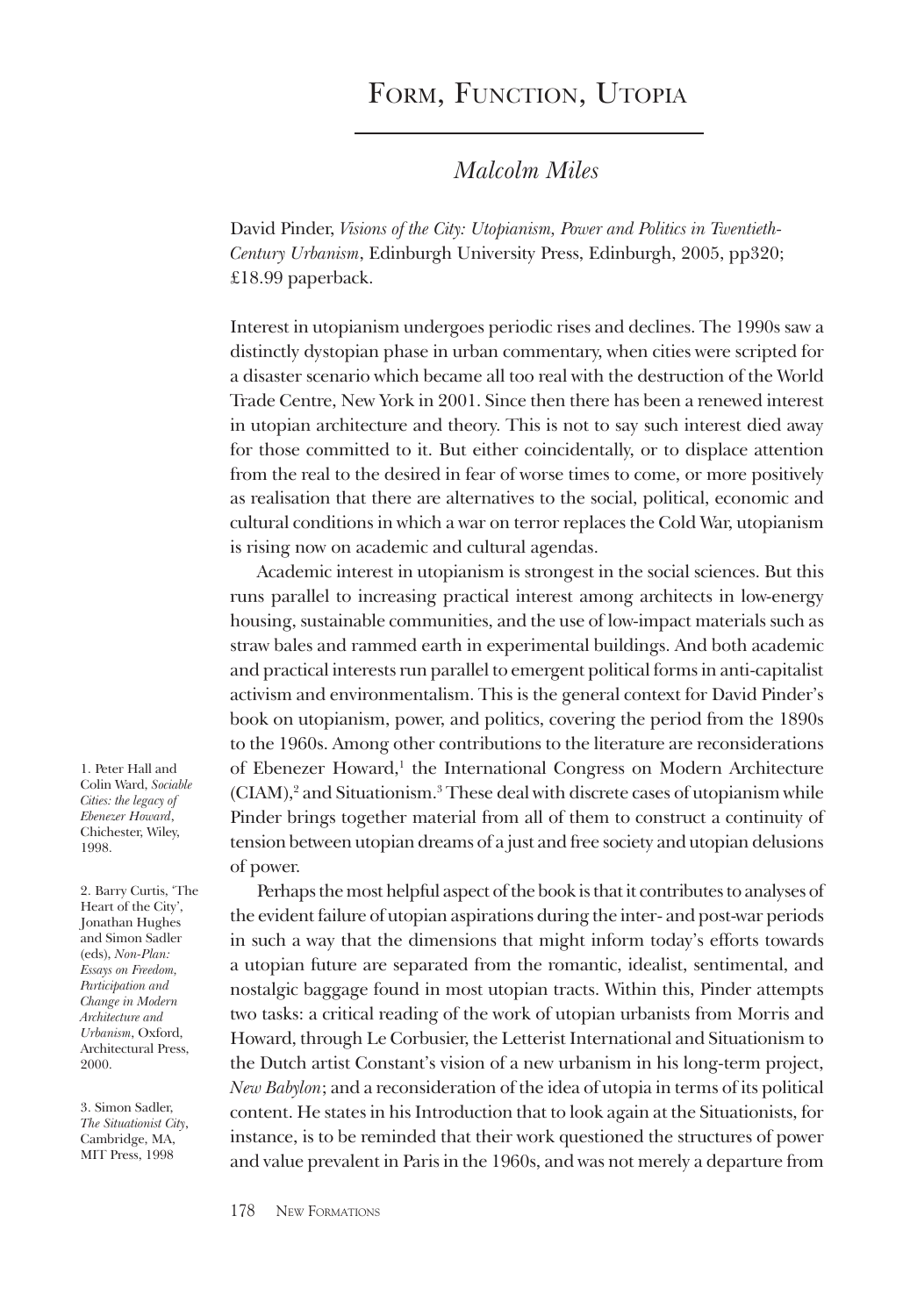# Form, Function, Utopia

## *Malcolm Miles*

David Pinder, *Visions of the City: Utopianism, Power and Politics in Twentieth-Century Urbanism*, Edinburgh University Press, Edinburgh, 2005, pp320; £18.99 paperback.

Interest in utopianism undergoes periodic rises and declines. The 1990s saw a distinctly dystopian phase in urban commentary, when cities were scripted for a disaster scenario which became all too real with the destruction of the World Trade Centre, New York in 2001. Since then there has been a renewed interest in utopian architecture and theory. This is not to say such interest died away for those committed to it. But either coincidentally, or to displace attention from the real to the desired in fear of worse times to come, or more positively as realisation that there are alternatives to the social, political, economic and cultural conditions in which a war on terror replaces the Cold War, utopianism is rising now on academic and cultural agendas.

Academic interest in utopianism is strongest in the social sciences. But this runs parallel to increasing practical interest among architects in low-energy housing, sustainable communities, and the use of low-impact materials such as straw bales and rammed earth in experimental buildings. And both academic and practical interests run parallel to emergent political forms in anti-capitalist activism and environmentalism. This is the general context for David Pinder's book on utopianism, power, and politics, covering the period from the 1890s to the 1960s. Among other contributions to the literature are reconsiderations of Ebenezer Howard,[1] the International Congress on Modern Architecture (CIAM),[2] and Situationism.[3] These deal with discrete cases of utopianism while Pinder brings together material from all of them to construct a continuity of tension between utopian dreams of a just and free society and utopian delusions of power.

Perhaps the most helpful aspect of the book is that it contributes to analyses of the evident failure of utopian aspirations during the inter- and post-war periods in such a way that the dimensions that might inform today's efforts towards a utopian future are separated from the romantic, idealist, sentimental, and nostalgic baggage found in most utopian tracts. Within this, Pinder attempts two tasks: a critical reading of the work of utopian urbanists from Morris and Howard, through Le Corbusier, the Letterist International and Situationism to the Dutch artist Constant's vision of a new urbanism in his long-term project, *New Babylon*; and a reconsideration of the idea of utopia in terms of its political content. He states in his Introduction that to look again at the Situationists, for instance, is to be reminded that their work questioned the structures of power and value prevalent in Paris in the 1960s, and was not merely a departure from

1. Peter Hall and Colin Ward, *Sociable Cities: the legacy of Ebenezer Howard*, Chichester, Wiley, 1998.

2. Barry Curtis, 'The Heart of the City', Jonathan Hughes and Simon Sadler (eds), *Non-Plan: Essays on Freedom, Participation and Change in Modern Architecture and Urbanism*, Oxford, Architectural Press, 2000.

3. Simon Sadler, *The Situationist City*, Cambridge, MA, MIT Press, 1998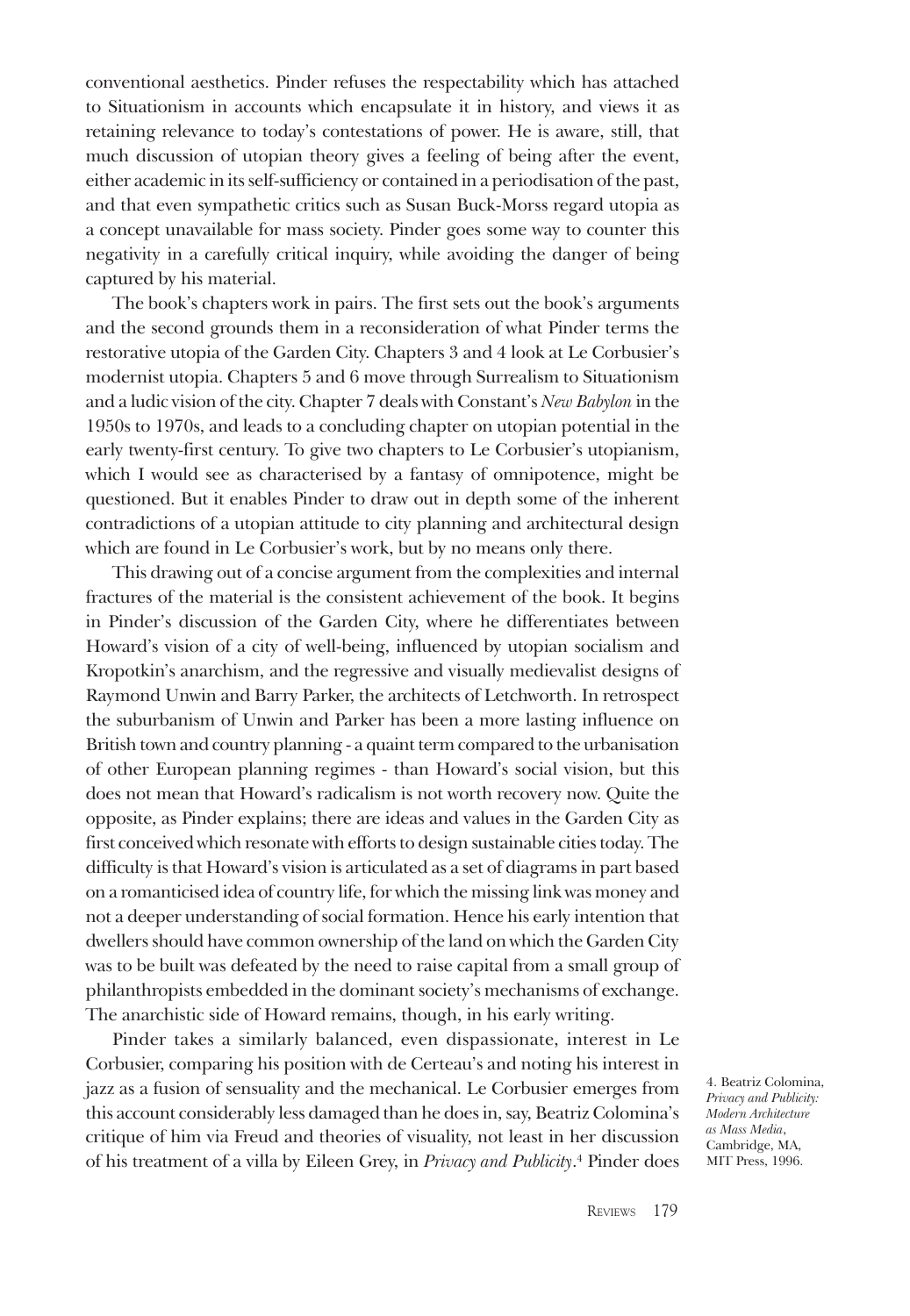conventional aesthetics. Pinder refuses the respectability which has attached to Situationism in accounts which encapsulate it in history, and views it as retaining relevance to today's contestations of power. He is aware, still, that much discussion of utopian theory gives a feeling of being after the event, either academic in its self-sufficiency or contained in a periodisation of the past, and that even sympathetic critics such as Susan Buck-Morss regard utopia as a concept unavailable for mass society. Pinder goes some way to counter this negativity in a carefully critical inquiry, while avoiding the danger of being captured by his material.

The book's chapters work in pairs. The first sets out the book's arguments and the second grounds them in a reconsideration of what Pinder terms the restorative utopia of the Garden City. Chapters 3 and 4 look at Le Corbusier's modernist utopia. Chapters 5 and 6 move through Surrealism to Situationism and a ludic vision of the city. Chapter 7 deals with Constant's *New Babylon* in the 1950s to 1970s, and leads to a concluding chapter on utopian potential in the early twenty-first century. To give two chapters to Le Corbusier's utopianism, which I would see as characterised by a fantasy of omnipotence, might be questioned. But it enables Pinder to draw out in depth some of the inherent contradictions of a utopian attitude to city planning and architectural design which are found in Le Corbusier's work, but by no means only there.

This drawing out of a concise argument from the complexities and internal fractures of the material is the consistent achievement of the book. It begins in Pinder's discussion of the Garden City, where he differentiates between Howard's vision of a city of well-being, influenced by utopian socialism and Kropotkin's anarchism, and the regressive and visually medievalist designs of Raymond Unwin and Barry Parker, the architects of Letchworth. In retrospect the suburbanism of Unwin and Parker has been a more lasting influence on British town and country planning - a quaint term compared to the urbanisation of other European planning regimes - than Howard's social vision, but this does not mean that Howard's radicalism is not worth recovery now. Quite the opposite, as Pinder explains; there are ideas and values in the Garden City as first conceived which resonate with efforts to design sustainable cities today. The difficulty is that Howard's vision is articulated as a set of diagrams in part based on a romanticised idea of country life, for which the missing link was money and not a deeper understanding of social formation. Hence his early intention that dwellers should have common ownership of the land on which the Garden City was to be built was defeated by the need to raise capital from a small group of philanthropists embedded in the dominant society's mechanisms of exchange. The anarchistic side of Howard remains, though, in his early writing.

Pinder takes a similarly balanced, even dispassionate, interest in Le Corbusier, comparing his position with de Certeau's and noting his interest in jazz as a fusion of sensuality and the mechanical. Le Corbusier emerges from this account considerably less damaged than he does in, say, Beatriz Colomina's critique of him via Freud and theories of visuality, not least in her discussion of his treatment of a villa by Eileen Grey, in *Privacy and Publicity*.[4] Pinder does

4. Beatriz Colomina, *Privacy and Publicity: Modern Architecture as Mass Media*, Cambridge, MA, MIT Press, 1996.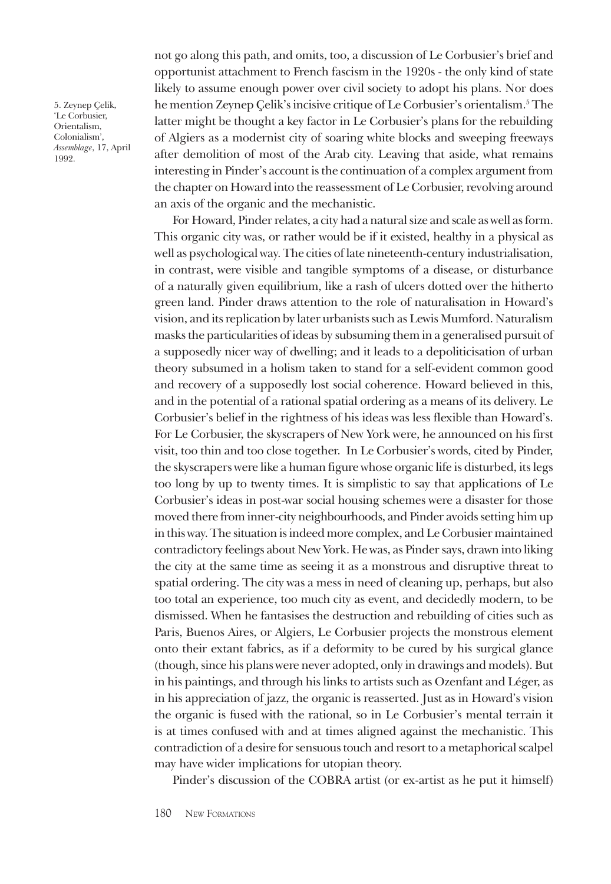not go along this path, and omits, too, a discussion of Le Corbusier's brief and opportunist attachment to French fascism in the 1920s - the only kind of state likely to assume enough power over civil society to adopt his plans. Nor does he mention Zeynep Çelik's incisive critique of Le Corbusier's orientalism.[5] The latter might be thought a key factor in Le Corbusier's plans for the rebuilding of Algiers as a modernist city of soaring white blocks and sweeping freeways after demolition of most of the Arab city. Leaving that aside, what remains interesting in Pinder's account is the continuation of a complex argument from the chapter on Howard into the reassessment of Le Corbusier, revolving around an axis of the organic and the mechanistic.

5. Zeynep Çelik, 'Le Corbusier, Orientalism, Colonialism', *Assemblage*, 17, April 1992.

For Howard, Pinder relates, a city had a natural size and scale as well as form. This organic city was, or rather would be if it existed, healthy in a physical as well as psychological way. The cities of late nineteenth-century industrialisation, in contrast, were visible and tangible symptoms of a disease, or disturbance of a naturally given equilibrium, like a rash of ulcers dotted over the hitherto green land. Pinder draws attention to the role of naturalisation in Howard's vision, and its replication by later urbanists such as Lewis Mumford. Naturalism masks the particularities of ideas by subsuming them in a generalised pursuit of a supposedly nicer way of dwelling; and it leads to a depoliticisation of urban theory subsumed in a holism taken to stand for a self-evident common good and recovery of a supposedly lost social coherence. Howard believed in this, and in the potential of a rational spatial ordering as a means of its delivery. Le Corbusier's belief in the rightness of his ideas was less flexible than Howard's. For Le Corbusier, the skyscrapers of New York were, he announced on his first visit, too thin and too close together. In Le Corbusier's words, cited by Pinder, the skyscrapers were like a human figure whose organic life is disturbed, its legs too long by up to twenty times. It is simplistic to say that applications of Le Corbusier's ideas in post-war social housing schemes were a disaster for those moved there from inner-city neighbourhoods, and Pinder avoids setting him up in this way. The situation is indeed more complex, and Le Corbusier maintained contradictory feelings about New York. He was, as Pinder says, drawn into liking the city at the same time as seeing it as a monstrous and disruptive threat to spatial ordering. The city was a mess in need of cleaning up, perhaps, but also too total an experience, too much city as event, and decidedly modern, to be dismissed. When he fantasises the destruction and rebuilding of cities such as Paris, Buenos Aires, or Algiers, Le Corbusier projects the monstrous element onto their extant fabrics, as if a deformity to be cured by his surgical glance (though, since his plans were never adopted, only in drawings and models). But in his paintings, and through his links to artists such as Ozenfant and Léger, as in his appreciation of jazz, the organic is reasserted. Just as in Howard's vision the organic is fused with the rational, so in Le Corbusier's mental terrain it is at times confused with and at times aligned against the mechanistic. This contradiction of a desire for sensuous touch and resort to a metaphorical scalpel may have wider implications for utopian theory.

Pinder's discussion of the COBRA artist (or ex-artist as he put it himself)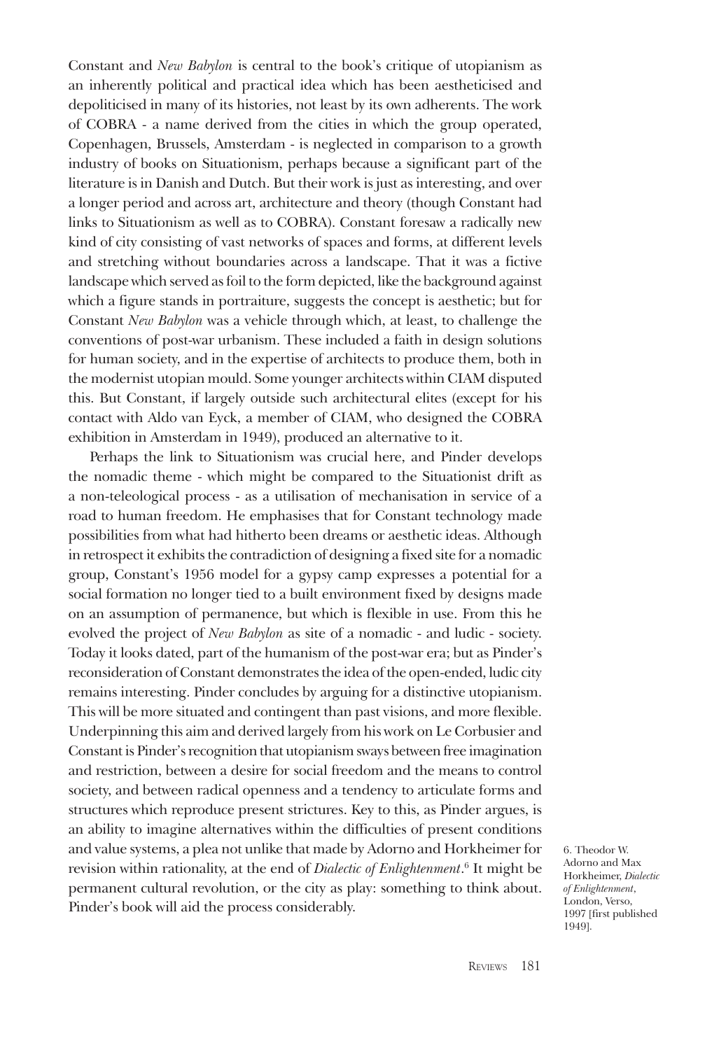Constant and *New Babylon* is central to the book's critique of utopianism as an inherently political and practical idea which has been aestheticised and depoliticised in many of its histories, not least by its own adherents. The work of COBRA - a name derived from the cities in which the group operated, Copenhagen, Brussels, Amsterdam - is neglected in comparison to a growth industry of books on Situationism, perhaps because a significant part of the literature is in Danish and Dutch. But their work is just as interesting, and over a longer period and across art, architecture and theory (though Constant had links to Situationism as well as to COBRA). Constant foresaw a radically new kind of city consisting of vast networks of spaces and forms, at different levels and stretching without boundaries across a landscape. That it was a fictive landscape which served as foil to the form depicted, like the background against which a figure stands in portraiture, suggests the concept is aesthetic; but for Constant *New Babylon* was a vehicle through which, at least, to challenge the conventions of post-war urbanism. These included a faith in design solutions for human society, and in the expertise of architects to produce them, both in the modernist utopian mould. Some younger architects within CIAM disputed this. But Constant, if largely outside such architectural elites (except for his contact with Aldo van Eyck, a member of CIAM, who designed the COBRA exhibition in Amsterdam in 1949), produced an alternative to it.

Perhaps the link to Situationism was crucial here, and Pinder develops the nomadic theme - which might be compared to the Situationist drift as a non-teleological process - as a utilisation of mechanisation in service of a road to human freedom. He emphasises that for Constant technology made possibilities from what had hitherto been dreams or aesthetic ideas. Although in retrospect it exhibits the contradiction of designing a fixed site for a nomadic group, Constant's 1956 model for a gypsy camp expresses a potential for a social formation no longer tied to a built environment fixed by designs made on an assumption of permanence, but which is flexible in use. From this he evolved the project of *New Babylon* as site of a nomadic - and ludic - society. Today it looks dated, part of the humanism of the post-war era; but as Pinder's reconsideration of Constant demonstrates the idea of the open-ended, ludic city remains interesting. Pinder concludes by arguing for a distinctive utopianism. This will be more situated and contingent than past visions, and more flexible. Underpinning this aim and derived largely from his work on Le Corbusier and Constant is Pinder's recognition that utopianism sways between free imagination and restriction, between a desire for social freedom and the means to control society, and between radical openness and a tendency to articulate forms and structures which reproduce present strictures. Key to this, as Pinder argues, is an ability to imagine alternatives within the difficulties of present conditions and value systems, a plea not unlike that made by Adorno and Horkheimer for revision within rationality, at the end of *Dialectic of Enlightenment*.[6] It might be permanent cultural revolution, or the city as play: something to think about. Pinder's book will aid the process considerably.

6. Theodor W. Adorno and Max Horkheimer, *Dialectic of Enlightenment*, London, Verso, 1997 [first published 1949].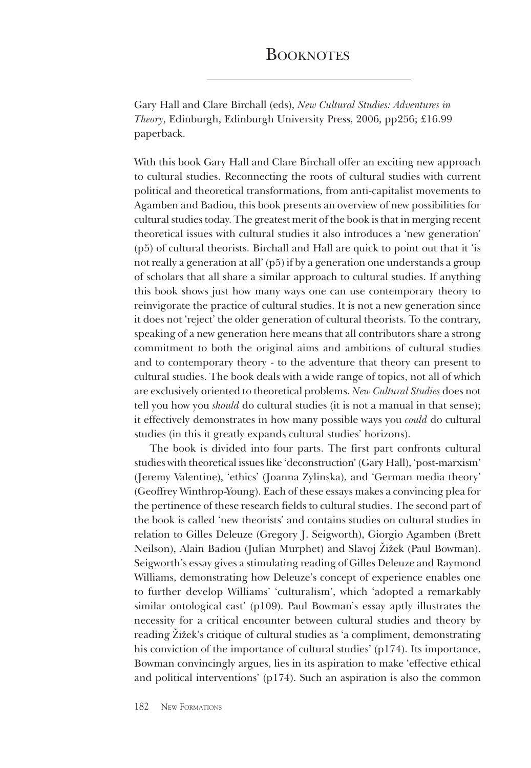# Booknotes

Gary Hall and Clare Birchall (eds), *New Cultural Studies: Adventures in Theory*, Edinburgh, Edinburgh University Press, 2006, pp256; £16.99 paperback.

With this book Gary Hall and Clare Birchall offer an exciting new approach to cultural studies. Reconnecting the roots of cultural studies with current political and theoretical transformations, from anti-capitalist movements to Agamben and Badiou, this book presents an overview of new possibilities for cultural studies today. The greatest merit of the book is that in merging recent theoretical issues with cultural studies it also introduces a 'new generation' (p5) of cultural theorists. Birchall and Hall are quick to point out that it 'is not really a generation at all' (p5) if by a generation one understands a group of scholars that all share a similar approach to cultural studies. If anything this book shows just how many ways one can use contemporary theory to reinvigorate the practice of cultural studies. It is not a new generation since it does not 'reject' the older generation of cultural theorists. To the contrary, speaking of a new generation here means that all contributors share a strong commitment to both the original aims and ambitions of cultural studies and to contemporary theory - to the adventure that theory can present to cultural studies. The book deals with a wide range of topics, not all of which are exclusively oriented to theoretical problems. *New Cultural Studies* does not tell you how you *should* do cultural studies (it is not a manual in that sense); it effectively demonstrates in how many possible ways you *could* do cultural studies (in this it greatly expands cultural studies' horizons).

The book is divided into four parts. The first part confronts cultural studies with theoretical issues like 'deconstruction' (Gary Hall), 'post-marxism' (Jeremy Valentine), 'ethics' (Joanna Zylinska), and 'German media theory' (Geoffrey Winthrop-Young). Each of these essays makes a convincing plea for the pertinence of these research fields to cultural studies. The second part of the book is called 'new theorists' and contains studies on cultural studies in relation to Gilles Deleuze (Gregory J. Seigworth), Giorgio Agamben (Brett Neilson), Alain Badiou (Julian Murphet) and Slavoj Žižek (Paul Bowman). Seigworth's essay gives a stimulating reading of Gilles Deleuze and Raymond Williams, demonstrating how Deleuze's concept of experience enables one to further develop Williams' 'culturalism', which 'adopted a remarkably similar ontological cast' (p109). Paul Bowman's essay aptly illustrates the necessity for a critical encounter between cultural studies and theory by reading Žižek's critique of cultural studies as 'a compliment, demonstrating his conviction of the importance of cultural studies' (p174). Its importance, Bowman convincingly argues, lies in its aspiration to make 'effective ethical and political interventions' (p174). Such an aspiration is also the common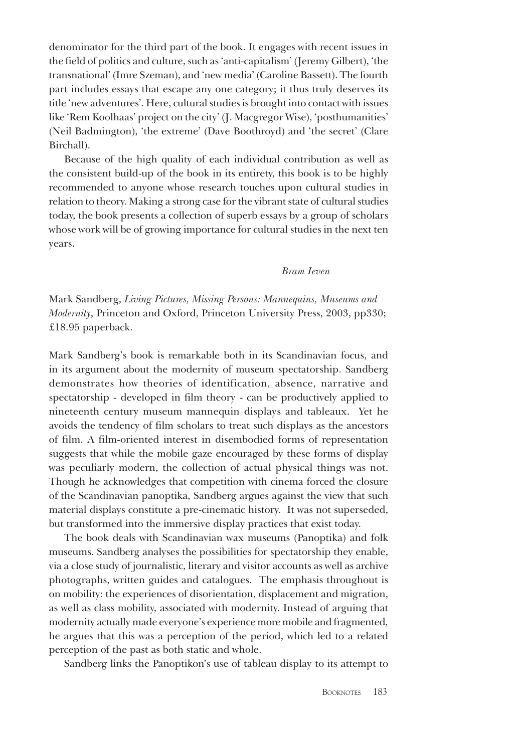denominator for the third part of the book. It engages with recent issues in the field of politics and culture, such as 'anti-capitalism' (Jeremy Gilbert), 'the transnational' (Imre Szeman), and 'new media' (Caroline Bassett). The fourth part includes essays that escape any one category; it thus truly deserves its title 'new adventures'. Here, cultural studies is brought into contact with issues like 'Rem Koolhaas' project on the city' (J. Macgregor Wise), 'posthumanities' (Neil Badmington), 'the extreme' (Dave Boothroyd) and 'the secret' (Clare Birchall).

Because of the high quality of each individual contribution as well as the consistent build-up of the book in its entirety, this book is to be highly recommended to anyone whose research touches upon cultural studies in relation to theory. Making a strong case for the vibrant state of cultural studies today, the book presents a collection of superb essays by a group of scholars whose work will be of growing importance for cultural studies in the next ten years.

*Bram Ieven*

Mark Sandberg, *Living Pictures, Missing Persons: Mannequins, Museums and Modernity*, Princeton and Oxford, Princeton University Press, 2003, pp330; £18.95 paperback.

Mark Sandberg's book is remarkable both in its Scandinavian focus, and in its argument about the modernity of museum spectatorship. Sandberg demonstrates how theories of identification, absence, narrative and spectatorship - developed in film theory - can be productively applied to nineteenth century museum mannequin displays and tableaux. Yet he avoids the tendency of film scholars to treat such displays as the ancestors of film. A film-oriented interest in disembodied forms of representation suggests that while the mobile gaze encouraged by these forms of display was peculiarly modern, the collection of actual physical things was not. Though he acknowledges that competition with cinema forced the closure of the Scandinavian panoptika, Sandberg argues against the view that such material displays constitute a pre-cinematic history. It was not superseded, but transformed into the immersive display practices that exist today.

The book deals with Scandinavian wax museums (Panoptika) and folk museums. Sandberg analyses the possibilities for spectatorship they enable, via a close study of journalistic, literary and visitor accounts as well as archive photographs, written guides and catalogues. The emphasis throughout is on mobility: the experiences of disorientation, displacement and migration, as well as class mobility, associated with modernity. Instead of arguing that modernity actually made everyone's experience more mobile and fragmented, he argues that this was a perception of the period, which led to a related perception of the past as both static and whole.

Sandberg links the Panoptikon's use of tableau display to its attempt to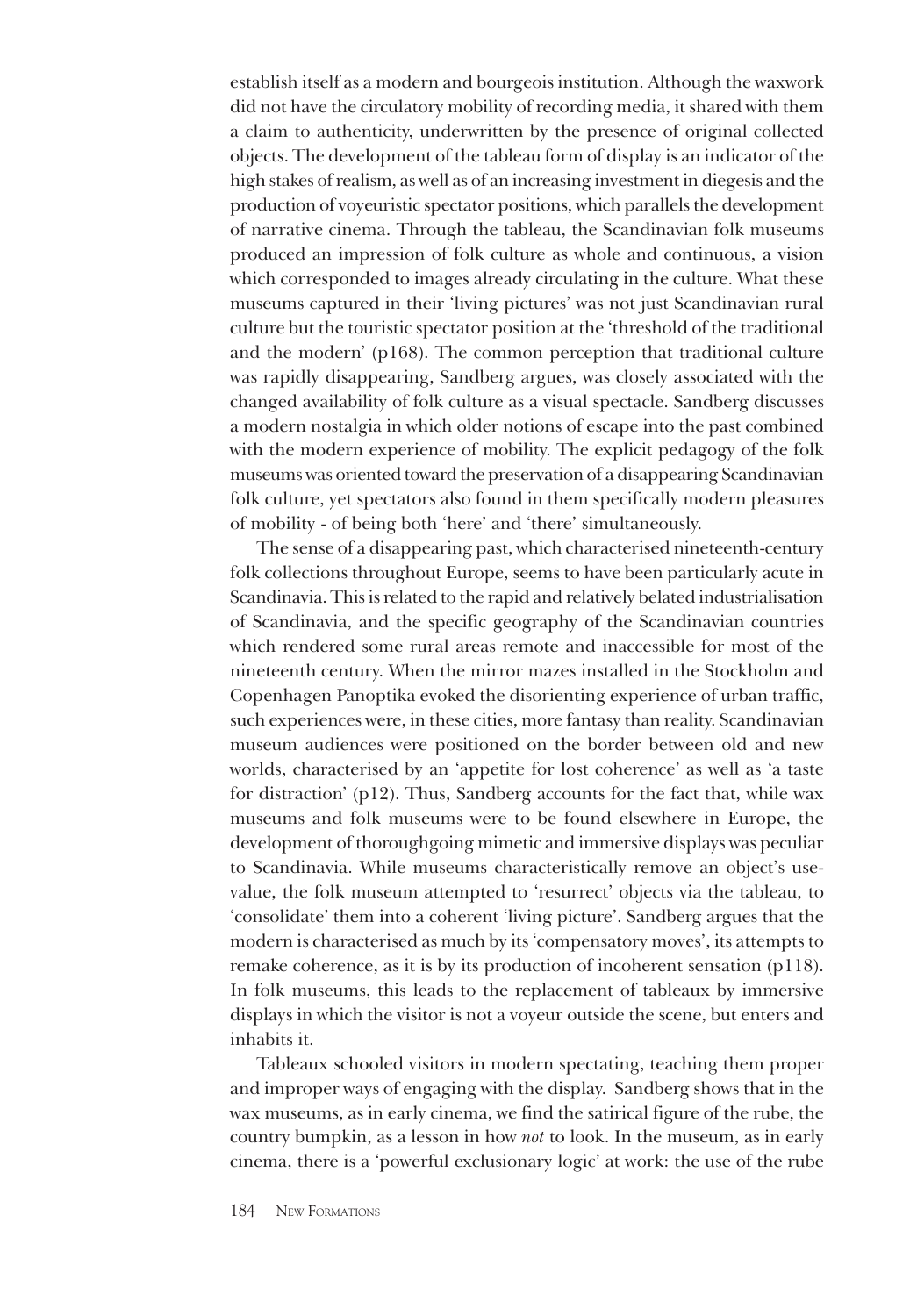establish itself as a modern and bourgeois institution. Although the waxwork did not have the circulatory mobility of recording media, it shared with them a claim to authenticity, underwritten by the presence of original collected objects. The development of the tableau form of display is an indicator of the high stakes of realism, as well as of an increasing investment in diegesis and the production of voyeuristic spectator positions, which parallels the development of narrative cinema. Through the tableau, the Scandinavian folk museums produced an impression of folk culture as whole and continuous, a vision which corresponded to images already circulating in the culture. What these museums captured in their 'living pictures' was not just Scandinavian rural culture but the touristic spectator position at the 'threshold of the traditional and the modern' (p168). The common perception that traditional culture was rapidly disappearing, Sandberg argues, was closely associated with the changed availability of folk culture as a visual spectacle. Sandberg discusses a modern nostalgia in which older notions of escape into the past combined with the modern experience of mobility. The explicit pedagogy of the folk museums was oriented toward the preservation of a disappearing Scandinavian folk culture, yet spectators also found in them specifically modern pleasures of mobility - of being both 'here' and 'there' simultaneously.

The sense of a disappearing past, which characterised nineteenth-century folk collections throughout Europe, seems to have been particularly acute in Scandinavia. This is related to the rapid and relatively belated industrialisation of Scandinavia, and the specific geography of the Scandinavian countries which rendered some rural areas remote and inaccessible for most of the nineteenth century. When the mirror mazes installed in the Stockholm and Copenhagen Panoptika evoked the disorienting experience of urban traffic, such experiences were, in these cities, more fantasy than reality. Scandinavian museum audiences were positioned on the border between old and new worlds, characterised by an 'appetite for lost coherence' as well as 'a taste for distraction' (p12). Thus, Sandberg accounts for the fact that, while wax museums and folk museums were to be found elsewhere in Europe, the development of thoroughgoing mimetic and immersive displays was peculiar to Scandinavia. While museums characteristically remove an object's use-value, the folk museum attempted to 'resurrect' objects via the tableau, to 'consolidate' them into a coherent 'living picture'. Sandberg argues that the modern is characterised as much by its 'compensatory moves', its attempts to remake coherence, as it is by its production of incoherent sensation (p118). In folk museums, this leads to the replacement of tableaux by immersive displays in which the visitor is not a voyeur outside the scene, but enters and inhabits it.

Tableaux schooled visitors in modern spectating, teaching them proper and improper ways of engaging with the display. Sandberg shows that in the wax museums, as in early cinema, we find the satirical figure of the rube, the country bumpkin, as a lesson in how *not* to look. In the museum, as in early cinema, there is a 'powerful exclusionary logic' at work: the use of the rube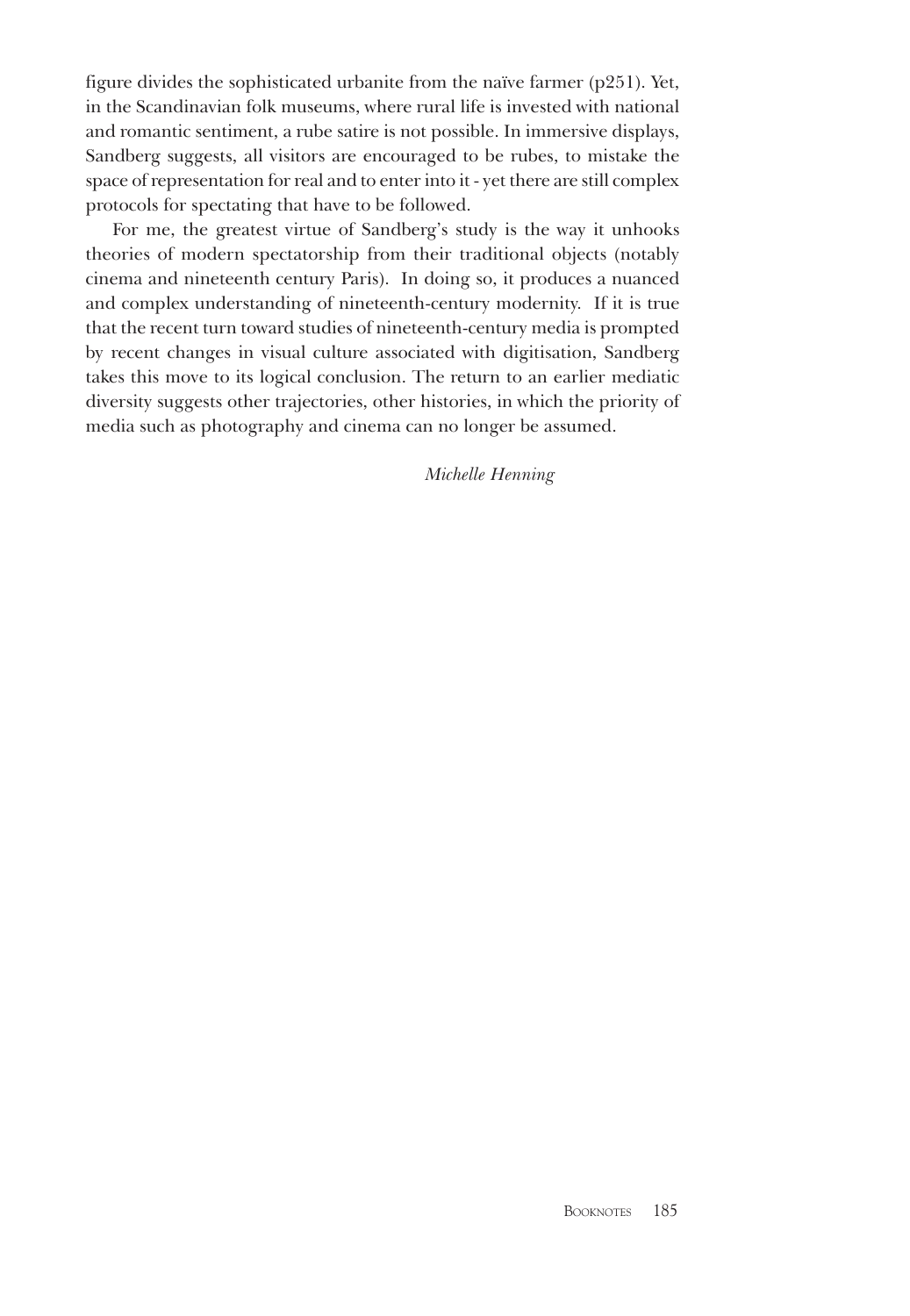figure divides the sophisticated urbanite from the naïve farmer (p251). Yet, in the Scandinavian folk museums, where rural life is invested with national and romantic sentiment, a rube satire is not possible. In immersive displays, Sandberg suggests, all visitors are encouraged to be rubes, to mistake the space of representation for real and to enter into it - yet there are still complex protocols for spectating that have to be followed.

For me, the greatest virtue of Sandberg's study is the way it unhooks theories of modern spectatorship from their traditional objects (notably cinema and nineteenth century Paris). In doing so, it produces a nuanced and complex understanding of nineteenth-century modernity. If it is true that the recent turn toward studies of nineteenth-century media is prompted by recent changes in visual culture associated with digitisation, Sandberg takes this move to its logical conclusion. The return to an earlier mediatic diversity suggests other trajectories, other histories, in which the priority of media such as photography and cinema can no longer be assumed.

*Michelle Henning*